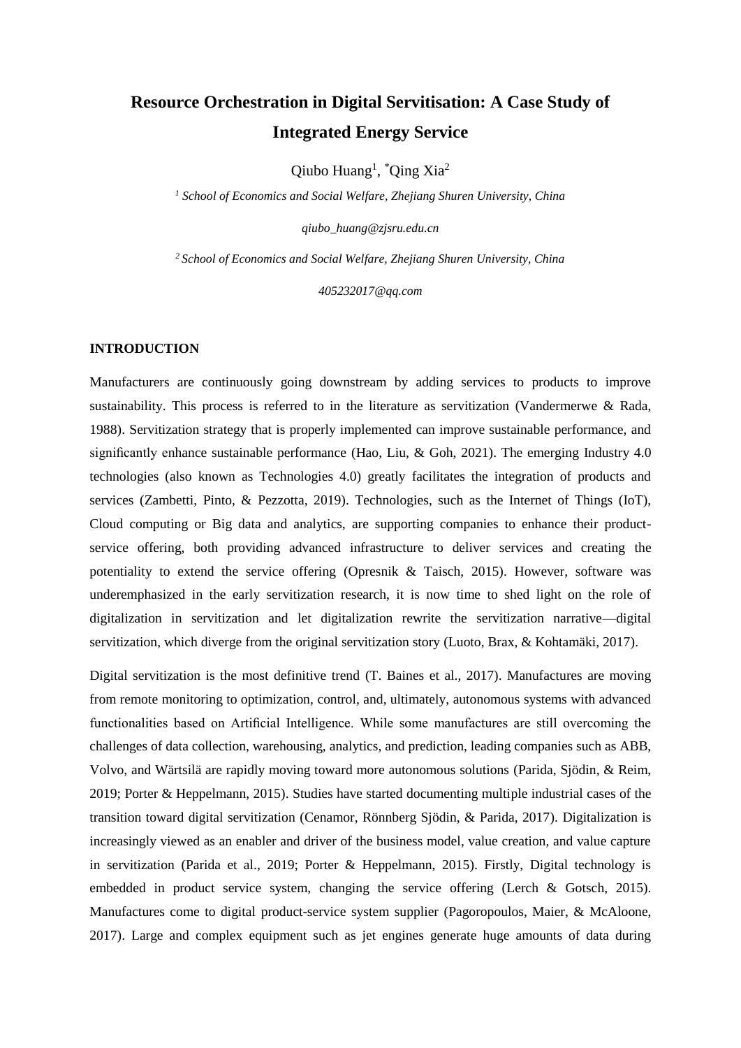# Resource Orchestration in Digital Servitisation: A Case Study of Integrated Energy Service

Qiubo Huang[1], *Qing Xia[2]

[1] *School of Economics and Social Welfare, Zhejiang Shuren University, China*

*qiubo_huang@zjsru.edu.cn*

[2] *School of Economics and Social Welfare, Zhejiang Shuren University, China*

*405232017@qq.com*

## INTRODUCTION

Manufacturers are continuously going downstream by adding services to products to improve sustainability. This process is referred to in the literature as servitization (Vandermerwe & Rada, 1988). Servitization strategy that is properly implemented can improve sustainable performance, and significantly enhance sustainable performance (Hao, Liu, & Goh, 2021). The emerging Industry 4.0 technologies (also known as Technologies 4.0) greatly facilitates the integration of products and services (Zambetti, Pinto, & Pezzotta, 2019). Technologies, such as the Internet of Things (IoT), Cloud computing or Big data and analytics, are supporting companies to enhance their product-service offering, both providing advanced infrastructure to deliver services and creating the potentiality to extend the service offering (Opresnik & Taisch, 2015). However, software was underemphasized in the early servitization research, it is now time to shed light on the role of digitalization in servitization and let digitalization rewrite the servitization narrative—digital servitization, which diverge from the original servitization story (Luoto, Brax, & Kohtamäki, 2017).

Digital servitization is the most definitive trend (T. Baines et al., 2017). Manufactures are moving from remote monitoring to optimization, control, and, ultimately, autonomous systems with advanced functionalities based on Artificial Intelligence. While some manufactures are still overcoming the challenges of data collection, warehousing, analytics, and prediction, leading companies such as ABB, Volvo, and Wärtsilä are rapidly moving toward more autonomous solutions (Parida, Sjödin, & Reim, 2019; Porter & Heppelmann, 2015). Studies have started documenting multiple industrial cases of the transition toward digital servitization (Cenamor, Rönnberg Sjödin, & Parida, 2017). Digitalization is increasingly viewed as an enabler and driver of the business model, value creation, and value capture in servitization (Parida et al., 2019; Porter & Heppelmann, 2015). Firstly, Digital technology is embedded in product service system, changing the service offering (Lerch & Gotsch, 2015). Manufactures come to digital product-service system supplier (Pagoropoulos, Maier, & McAloone, 2017). Large and complex equipment such as jet engines generate huge amounts of data during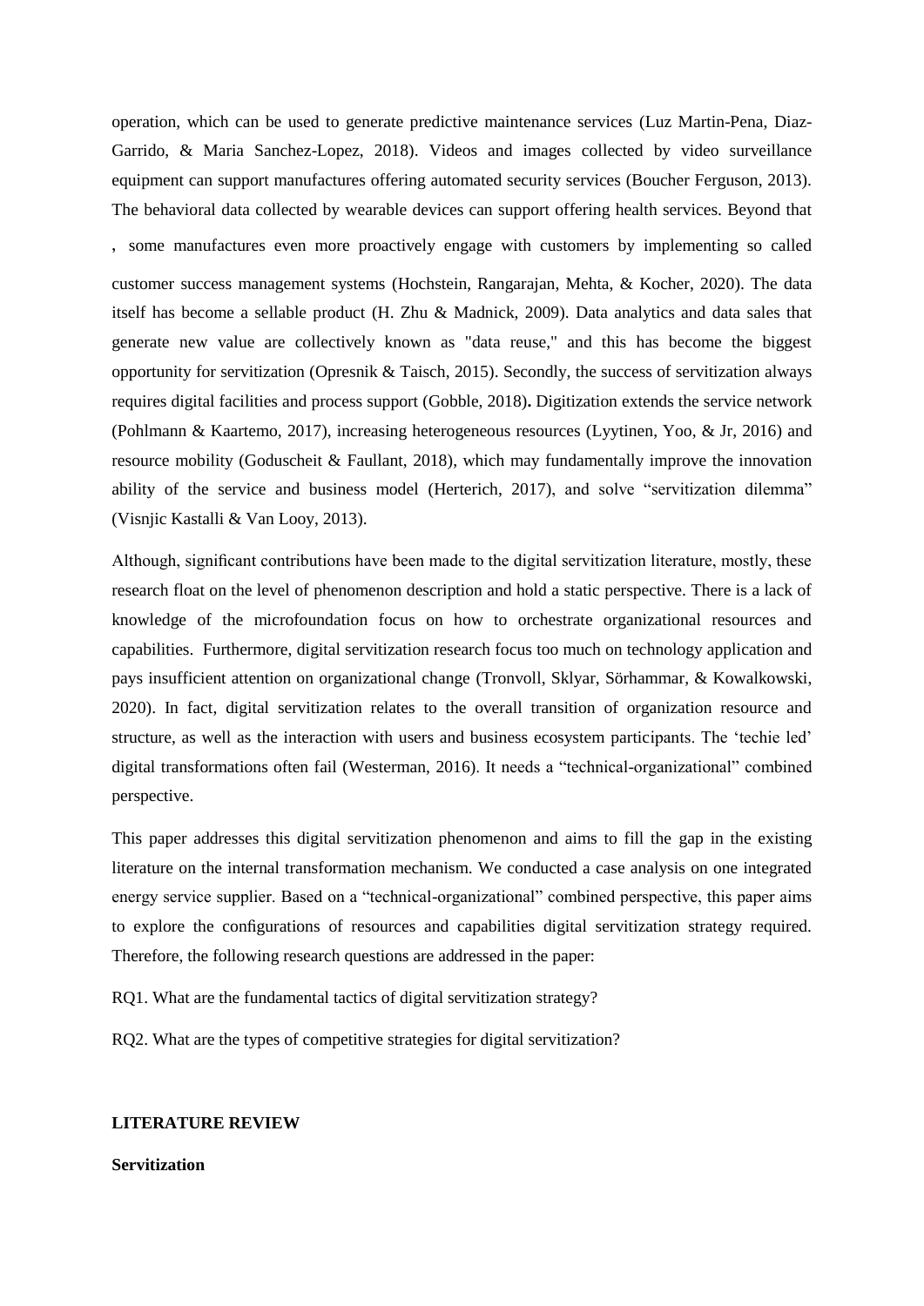operation, which can be used to generate predictive maintenance services (Luz Martin-Pena, Diaz-Garrido, & Maria Sanchez-Lopez, 2018). Videos and images collected by video surveillance equipment can support manufactures offering automated security services (Boucher Ferguson, 2013). The behavioral data collected by wearable devices can support offering health services. Beyond that , some manufactures even more proactively engage with customers by implementing so called customer success management systems (Hochstein, Rangarajan, Mehta, & Kocher, 2020). The data itself has become a sellable product (H. Zhu & Madnick, 2009). Data analytics and data sales that generate new value are collectively known as "data reuse," and this has become the biggest opportunity for servitization (Opresnik & Taisch, 2015). Secondly, the success of servitization always requires digital facilities and process support (Gobble, 2018). Digitization extends the service network (Pohlmann & Kaartemo, 2017), increasing heterogeneous resources (Lyytinen, Yoo, & Jr, 2016) and resource mobility (Goduscheit & Faullant, 2018), which may fundamentally improve the innovation ability of the service and business model (Herterich, 2017), and solve "servitization dilemma" (Visnjic Kastalli & Van Looy, 2013).

Although, significant contributions have been made to the digital servitization literature, mostly, these research float on the level of phenomenon description and hold a static perspective. There is a lack of knowledge of the microfoundation focus on how to orchestrate organizational resources and capabilities. Furthermore, digital servitization research focus too much on technology application and pays insufficient attention on organizational change (Tronvoll, Sklyar, Sörhammar, & Kowalkowski, 2020). In fact, digital servitization relates to the overall transition of organization resource and structure, as well as the interaction with users and business ecosystem participants. The 'techie led' digital transformations often fail (Westerman, 2016). It needs a "technical-organizational" combined perspective.

This paper addresses this digital servitization phenomenon and aims to fill the gap in the existing literature on the internal transformation mechanism. We conducted a case analysis on one integrated energy service supplier. Based on a "technical-organizational" combined perspective, this paper aims to explore the configurations of resources and capabilities digital servitization strategy required. Therefore, the following research questions are addressed in the paper:

RQ1. What are the fundamental tactics of digital servitization strategy?

RQ2. What are the types of competitive strategies for digital servitization?

## LITERATURE REVIEW

### Servitization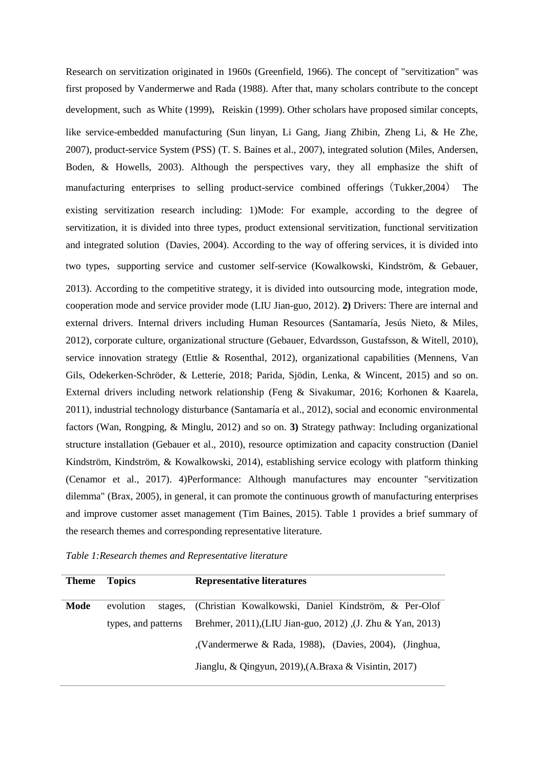Research on servitization originated in 1960s (Greenfield, 1966). The concept of "servitization" was first proposed by Vandermerwe and Rada (1988). After that, many scholars contribute to the concept development, such as White (1999), Reiskin (1999). Other scholars have proposed similar concepts, like service-embedded manufacturing (Sun linyan, Li Gang, Jiang Zhibin, Zheng Li, & He Zhe, 2007), product-service System (PSS) (T. S. Baines et al., 2007), integrated solution (Miles, Andersen, Boden, & Howells, 2003). Although the perspectives vary, they all emphasize the shift of manufacturing enterprises to selling product-service combined offerings（Tukker,2004） The existing servitization research including: 1)Mode: For example, according to the degree of servitization, it is divided into three types, product extensional servitization, functional servitization and integrated solution (Davies, 2004). According to the way of offering services, it is divided into two types, supporting service and customer self-service (Kowalkowski, Kindström, & Gebauer, 2013). According to the competitive strategy, it is divided into outsourcing mode, integration mode, cooperation mode and service provider mode (LIU Jian-guo, 2012). **2)** Drivers: There are internal and external drivers. Internal drivers including Human Resources (Santamaría, Jesús Nieto, & Miles, 2012), corporate culture, organizational structure (Gebauer, Edvardsson, Gustafsson, & Witell, 2010), service innovation strategy (Ettlie & Rosenthal, 2012), organizational capabilities (Mennens, Van Gils, Odekerken-Schröder, & Letterie, 2018; Parida, Sjödin, Lenka, & Wincent, 2015) and so on. External drivers including network relationship (Feng & Sivakumar, 2016; Korhonen & Kaarela, 2011), industrial technology disturbance (Santamaría et al., 2012), social and economic environmental factors (Wan, Rongping, & Minglu, 2012) and so on. **3)** Strategy pathway: Including organizational structure installation (Gebauer et al., 2010), resource optimization and capacity construction (Daniel Kindström, Kindström, & Kowalkowski, 2014), establishing service ecology with platform thinking (Cenamor et al., 2017). 4)Performance: Although manufactures may encounter "servitization dilemma" (Brax, 2005), in general, it can promote the continuous growth of manufacturing enterprises and improve customer asset management (Tim Baines, 2015). Table 1 provides a brief summary of the research themes and corresponding representative literature.

*Table 1:Research themes and Representative literature*

| **Theme** | **Topics** | **Representative literatures** |
|---|---|---|
| **Mode** | evolution stages, types, and patterns | (Christian Kowalkowski, Daniel Kindström, & Per-Olof Brehmer, 2011),(LIU Jian-guo, 2012) ,(J. Zhu & Yan, 2013) ,(Vandermerwe & Rada, 1988), (Davies, 2004), (Jinghua, Jianglu, & Qingyun, 2019),(A.Braxa & Visintin, 2017) |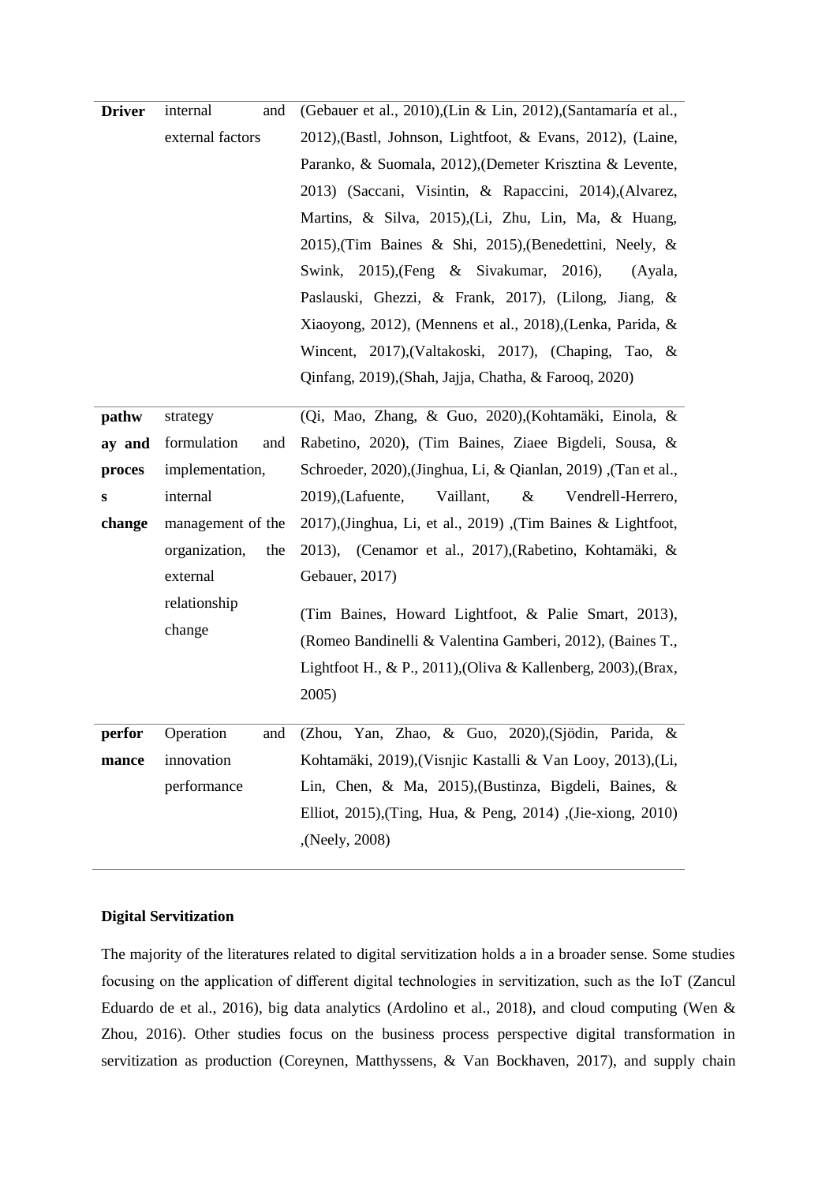| | | |
|---|---|---|
| **Driver** | internal and external factors | (Gebauer et al., 2010),(Lin & Lin, 2012),(Santamaría et al., 2012),(Bastl, Johnson, Lightfoot, & Evans, 2012), (Laine, Paranko, & Suomala, 2012),(Demeter Krisztina & Levente, 2013) (Saccani, Visintin, & Rapaccini, 2014),(Alvarez, Martins, & Silva, 2015),(Li, Zhu, Lin, Ma, & Huang, 2015),(Tim Baines & Shi, 2015),(Benedettini, Neely, & Swink, 2015),(Feng & Sivakumar, 2016), (Ayala, Paslauski, Ghezzi, & Frank, 2017), (Lilong, Jiang, & Xiaoyong, 2012), (Mennens et al., 2018),(Lenka, Parida, & Wincent, 2017),(Valtakoski, 2017), (Chaping, Tao, & Qinfang, 2019),(Shah, Jajja, Chatha, & Farooq, 2020) |
| **pathway and process change** | strategy formulation and implementation, internal management of the organization, the external relationship change | (Qi, Mao, Zhang, & Guo, 2020),(Kohtamäki, Einola, & Rabetino, 2020), (Tim Baines, Ziaee Bigdeli, Sousa, & Schroeder, 2020),(Jinghua, Li, & Qianlan, 2019) ,(Tan et al., 2019),(Lafuente, Vaillant, & Vendrell-Herrero, 2017),(Jinghua, Li, et al., 2019) ,(Tim Baines & Lightfoot, 2013), (Cenamor et al., 2017),(Rabetino, Kohtamäki, & Gebauer, 2017)<br><br>(Tim Baines, Howard Lightfoot, & Palie Smart, 2013), (Romeo Bandinelli & Valentina Gamberi, 2012), (Baines T., Lightfoot H., & P., 2011),(Oliva & Kallenberg, 2003),(Brax, 2005) |
| **performance** | Operation and innovation performance | (Zhou, Yan, Zhao, & Guo, 2020),(Sjödin, Parida, & Kohtamäki, 2019),(Visnjic Kastalli & Van Looy, 2013),(Li, Lin, Chen, & Ma, 2015),(Bustinza, Bigdeli, Baines, & Elliot, 2015),(Ting, Hua, & Peng, 2014) ,(Jie-xiong, 2010) ,(Neely, 2008) |

**Digital Servitization**

The majority of the literatures related to digital servitization holds a in a broader sense. Some studies focusing on the application of different digital technologies in servitization, such as the IoT (Zancul Eduardo de et al., 2016), big data analytics (Ardolino et al., 2018), and cloud computing (Wen & Zhou, 2016). Other studies focus on the business process perspective digital transformation in servitization as production (Coreynen, Matthyssens, & Van Bockhaven, 2017), and supply chain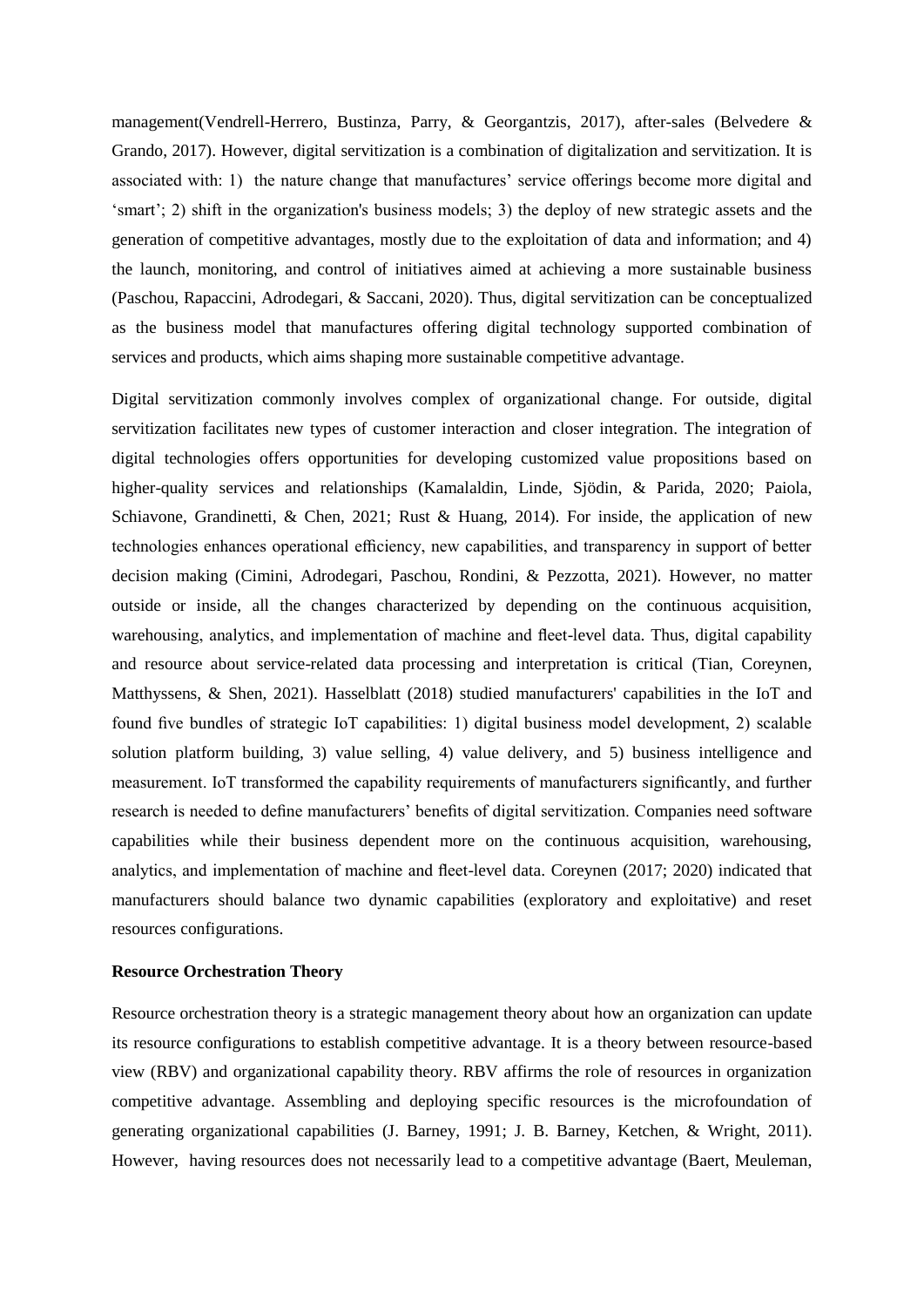management(Vendrell-Herrero, Bustinza, Parry, & Georgantzis, 2017), after-sales (Belvedere & Grando, 2017). However, digital servitization is a combination of digitalization and servitization. It is associated with: 1) the nature change that manufactures' service offerings become more digital and 'smart'; 2) shift in the organization's business models; 3) the deploy of new strategic assets and the generation of competitive advantages, mostly due to the exploitation of data and information; and 4) the launch, monitoring, and control of initiatives aimed at achieving a more sustainable business (Paschou, Rapaccini, Adrodegari, & Saccani, 2020). Thus, digital servitization can be conceptualized as the business model that manufactures offering digital technology supported combination of services and products, which aims shaping more sustainable competitive advantage.

Digital servitization commonly involves complex of organizational change. For outside, digital servitization facilitates new types of customer interaction and closer integration. The integration of digital technologies offers opportunities for developing customized value propositions based on higher-quality services and relationships (Kamalaldin, Linde, Sjödin, & Parida, 2020; Paiola, Schiavone, Grandinetti, & Chen, 2021; Rust & Huang, 2014). For inside, the application of new technologies enhances operational efficiency, new capabilities, and transparency in support of better decision making (Cimini, Adrodegari, Paschou, Rondini, & Pezzotta, 2021). However, no matter outside or inside, all the changes characterized by depending on the continuous acquisition, warehousing, analytics, and implementation of machine and fleet-level data. Thus, digital capability and resource about service-related data processing and interpretation is critical (Tian, Coreynen, Matthyssens, & Shen, 2021). Hasselblatt (2018) studied manufacturers' capabilities in the IoT and found five bundles of strategic IoT capabilities: 1) digital business model development, 2) scalable solution platform building, 3) value selling, 4) value delivery, and 5) business intelligence and measurement. IoT transformed the capability requirements of manufacturers significantly, and further research is needed to define manufacturers' benefits of digital servitization. Companies need software capabilities while their business dependent more on the continuous acquisition, warehousing, analytics, and implementation of machine and fleet-level data. Coreynen (2017; 2020) indicated that manufacturers should balance two dynamic capabilities (exploratory and exploitative) and reset resources configurations.

**Resource Orchestration Theory**

Resource orchestration theory is a strategic management theory about how an organization can update its resource configurations to establish competitive advantage. It is a theory between resource-based view (RBV) and organizational capability theory. RBV affirms the role of resources in organization competitive advantage. Assembling and deploying specific resources is the microfoundation of generating organizational capabilities (J. Barney, 1991; J. B. Barney, Ketchen, & Wright, 2011). However, having resources does not necessarily lead to a competitive advantage (Baert, Meuleman,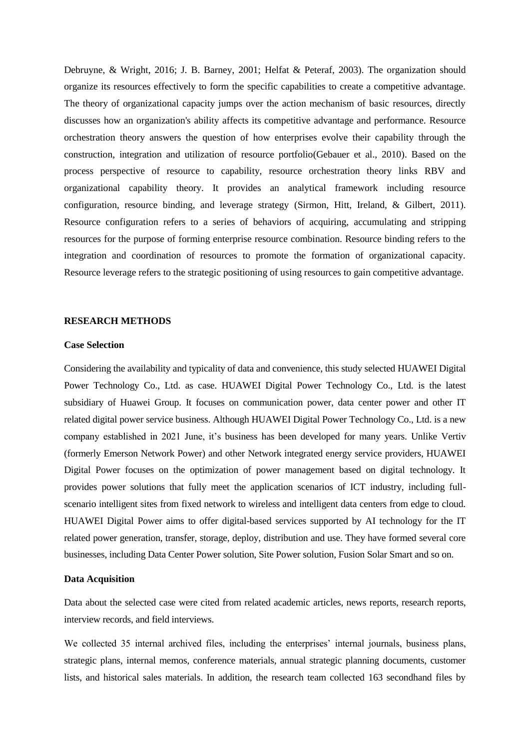Debruyne, & Wright, 2016; J. B. Barney, 2001; Helfat & Peteraf, 2003). The organization should organize its resources effectively to form the specific capabilities to create a competitive advantage. The theory of organizational capacity jumps over the action mechanism of basic resources, directly discusses how an organization's ability affects its competitive advantage and performance. Resource orchestration theory answers the question of how enterprises evolve their capability through the construction, integration and utilization of resource portfolio(Gebauer et al., 2010). Based on the process perspective of resource to capability, resource orchestration theory links RBV and organizational capability theory. It provides an analytical framework including resource configuration, resource binding, and leverage strategy (Sirmon, Hitt, Ireland, & Gilbert, 2011). Resource configuration refers to a series of behaviors of acquiring, accumulating and stripping resources for the purpose of forming enterprise resource combination. Resource binding refers to the integration and coordination of resources to promote the formation of organizational capacity. Resource leverage refers to the strategic positioning of using resources to gain competitive advantage.

## RESEARCH METHODS

### Case Selection

Considering the availability and typicality of data and convenience, this study selected HUAWEI Digital Power Technology Co., Ltd. as case. HUAWEI Digital Power Technology Co., Ltd. is the latest subsidiary of Huawei Group. It focuses on communication power, data center power and other IT related digital power service business. Although HUAWEI Digital Power Technology Co., Ltd. is a new company established in 2021 June, it's business has been developed for many years. Unlike Vertiv (formerly Emerson Network Power) and other Network integrated energy service providers, HUAWEI Digital Power focuses on the optimization of power management based on digital technology. It provides power solutions that fully meet the application scenarios of ICT industry, including full-scenario intelligent sites from fixed network to wireless and intelligent data centers from edge to cloud. HUAWEI Digital Power aims to offer digital-based services supported by AI technology for the IT related power generation, transfer, storage, deploy, distribution and use. They have formed several core businesses, including Data Center Power solution, Site Power solution, Fusion Solar Smart and so on.

### Data Acquisition

Data about the selected case were cited from related academic articles, news reports, research reports, interview records, and field interviews.

We collected 35 internal archived files, including the enterprises' internal journals, business plans, strategic plans, internal memos, conference materials, annual strategic planning documents, customer lists, and historical sales materials. In addition, the research team collected 163 secondhand files by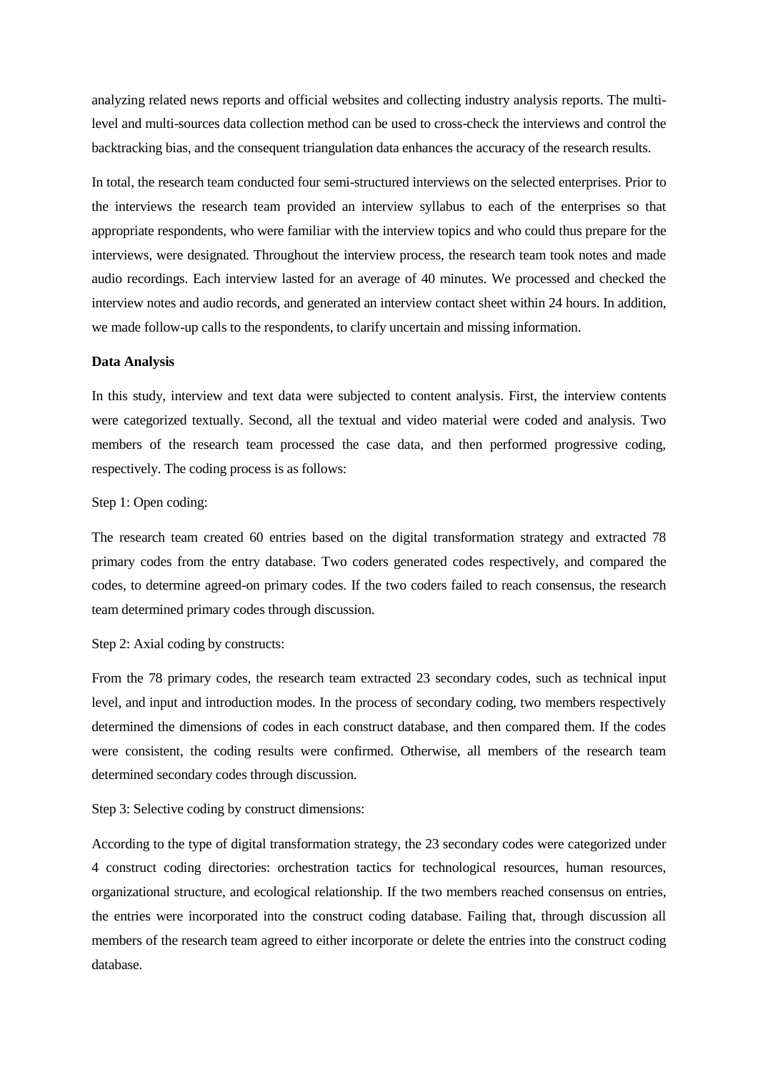analyzing related news reports and official websites and collecting industry analysis reports. The multi-level and multi-sources data collection method can be used to cross-check the interviews and control the backtracking bias, and the consequent triangulation data enhances the accuracy of the research results.

In total, the research team conducted four semi-structured interviews on the selected enterprises. Prior to the interviews the research team provided an interview syllabus to each of the enterprises so that appropriate respondents, who were familiar with the interview topics and who could thus prepare for the interviews, were designated. Throughout the interview process, the research team took notes and made audio recordings. Each interview lasted for an average of 40 minutes. We processed and checked the interview notes and audio records, and generated an interview contact sheet within 24 hours. In addition, we made follow-up calls to the respondents, to clarify uncertain and missing information.

**Data Analysis**

In this study, interview and text data were subjected to content analysis. First, the interview contents were categorized textually. Second, all the textual and video material were coded and analysis. Two members of the research team processed the case data, and then performed progressive coding, respectively. The coding process is as follows:

Step 1: Open coding:

The research team created 60 entries based on the digital transformation strategy and extracted 78 primary codes from the entry database. Two coders generated codes respectively, and compared the codes, to determine agreed-on primary codes. If the two coders failed to reach consensus, the research team determined primary codes through discussion.

Step 2: Axial coding by constructs:

From the 78 primary codes, the research team extracted 23 secondary codes, such as technical input level, and input and introduction modes. In the process of secondary coding, two members respectively determined the dimensions of codes in each construct database, and then compared them. If the codes were consistent, the coding results were confirmed. Otherwise, all members of the research team determined secondary codes through discussion.

Step 3: Selective coding by construct dimensions:

According to the type of digital transformation strategy, the 23 secondary codes were categorized under 4 construct coding directories: orchestration tactics for technological resources, human resources, organizational structure, and ecological relationship. If the two members reached consensus on entries, the entries were incorporated into the construct coding database. Failing that, through discussion all members of the research team agreed to either incorporate or delete the entries into the construct coding database.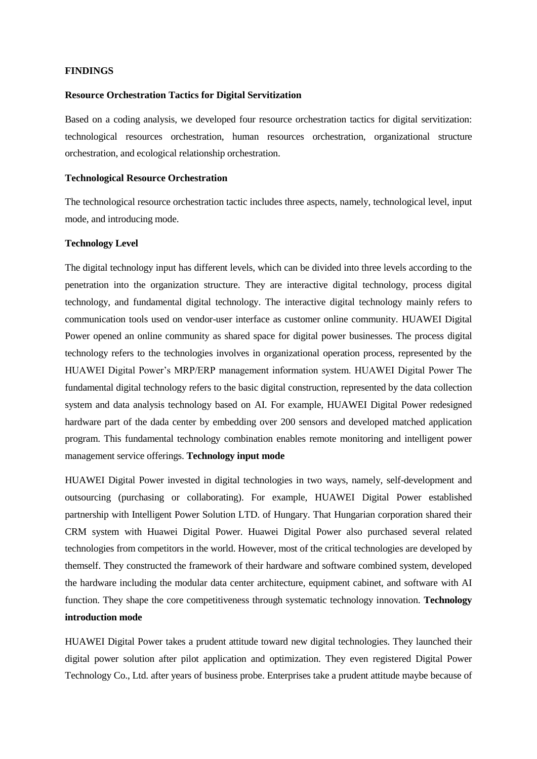**FINDINGS**

**Resource Orchestration Tactics for Digital Servitization**

Based on a coding analysis, we developed four resource orchestration tactics for digital servitization: technological resources orchestration, human resources orchestration, organizational structure orchestration, and ecological relationship orchestration.

**Technological Resource Orchestration**

The technological resource orchestration tactic includes three aspects, namely, technological level, input mode, and introducing mode.

**Technology Level**

The digital technology input has different levels, which can be divided into three levels according to the penetration into the organization structure. They are interactive digital technology, process digital technology, and fundamental digital technology. The interactive digital technology mainly refers to communication tools used on vendor-user interface as customer online community. HUAWEI Digital Power opened an online community as shared space for digital power businesses. The process digital technology refers to the technologies involves in organizational operation process, represented by the HUAWEI Digital Power's MRP/ERP management information system. HUAWEI Digital Power The fundamental digital technology refers to the basic digital construction, represented by the data collection system and data analysis technology based on AI. For example, HUAWEI Digital Power redesigned hardware part of the dada center by embedding over 200 sensors and developed matched application program. This fundamental technology combination enables remote monitoring and intelligent power management service offerings.

**Technology input mode**

HUAWEI Digital Power invested in digital technologies in two ways, namely, self-development and outsourcing (purchasing or collaborating). For example, HUAWEI Digital Power established partnership with Intelligent Power Solution LTD. of Hungary. That Hungarian corporation shared their CRM system with Huawei Digital Power. Huawei Digital Power also purchased several related technologies from competitors in the world. However, most of the critical technologies are developed by themself. They constructed the framework of their hardware and software combined system, developed the hardware including the modular data center architecture, equipment cabinet, and software with AI function. They shape the core competitiveness through systematic technology innovation.

**Technology introduction mode**

HUAWEI Digital Power takes a prudent attitude toward new digital technologies. They launched their digital power solution after pilot application and optimization. They even registered Digital Power Technology Co., Ltd. after years of business probe. Enterprises take a prudent attitude maybe because of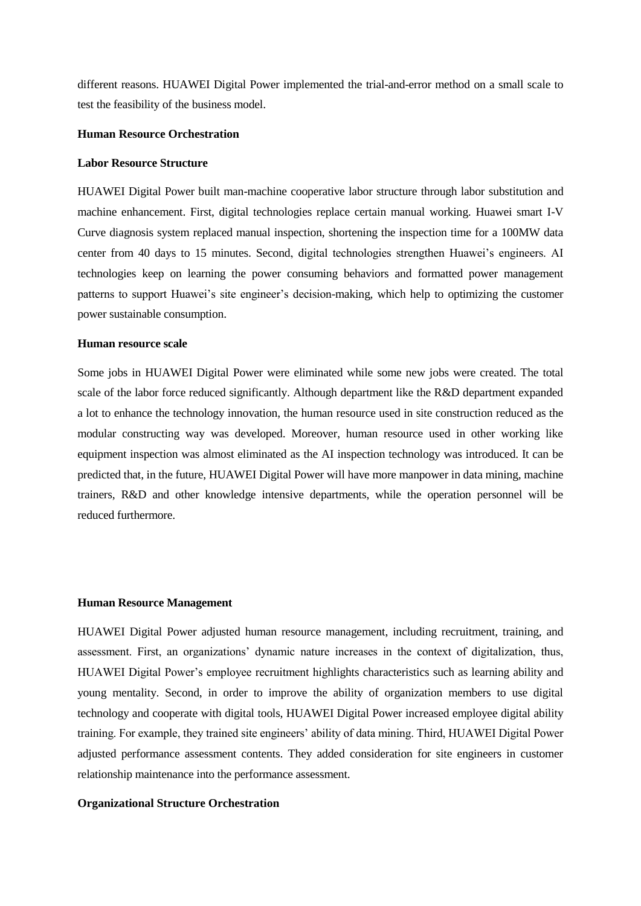different reasons. HUAWEI Digital Power implemented the trial-and-error method on a small scale to test the feasibility of the business model.

**Human Resource Orchestration**

**Labor Resource Structure**

HUAWEI Digital Power built man-machine cooperative labor structure through labor substitution and machine enhancement. First, digital technologies replace certain manual working. Huawei smart I-V Curve diagnosis system replaced manual inspection, shortening the inspection time for a 100MW data center from 40 days to 15 minutes. Second, digital technologies strengthen Huawei's engineers. AI technologies keep on learning the power consuming behaviors and formatted power management patterns to support Huawei's site engineer's decision-making, which help to optimizing the customer power sustainable consumption.

**Human resource scale**

Some jobs in HUAWEI Digital Power were eliminated while some new jobs were created. The total scale of the labor force reduced significantly. Although department like the R&D department expanded a lot to enhance the technology innovation, the human resource used in site construction reduced as the modular constructing way was developed. Moreover, human resource used in other working like equipment inspection was almost eliminated as the AI inspection technology was introduced. It can be predicted that, in the future, HUAWEI Digital Power will have more manpower in data mining, machine trainers, R&D and other knowledge intensive departments, while the operation personnel will be reduced furthermore.

**Human Resource Management**

HUAWEI Digital Power adjusted human resource management, including recruitment, training, and assessment. First, an organizations' dynamic nature increases in the context of digitalization, thus, HUAWEI Digital Power's employee recruitment highlights characteristics such as learning ability and young mentality. Second, in order to improve the ability of organization members to use digital technology and cooperate with digital tools, HUAWEI Digital Power increased employee digital ability training. For example, they trained site engineers' ability of data mining. Third, HUAWEI Digital Power adjusted performance assessment contents. They added consideration for site engineers in customer relationship maintenance into the performance assessment.

**Organizational Structure Orchestration**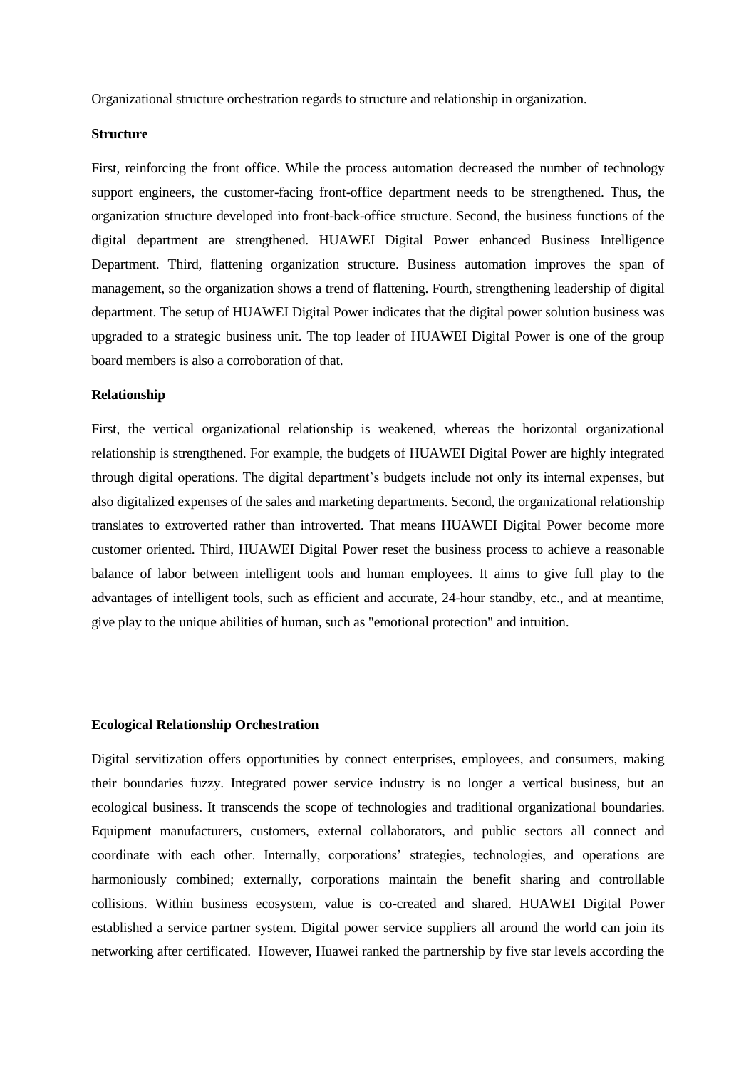Organizational structure orchestration regards to structure and relationship in organization.

**Structure**

First, reinforcing the front office. While the process automation decreased the number of technology support engineers, the customer-facing front-office department needs to be strengthened. Thus, the organization structure developed into front-back-office structure. Second, the business functions of the digital department are strengthened. HUAWEI Digital Power enhanced Business Intelligence Department. Third, flattening organization structure. Business automation improves the span of management, so the organization shows a trend of flattening. Fourth, strengthening leadership of digital department. The setup of HUAWEI Digital Power indicates that the digital power solution business was upgraded to a strategic business unit. The top leader of HUAWEI Digital Power is one of the group board members is also a corroboration of that.

**Relationship**

First, the vertical organizational relationship is weakened, whereas the horizontal organizational relationship is strengthened. For example, the budgets of HUAWEI Digital Power are highly integrated through digital operations. The digital department's budgets include not only its internal expenses, but also digitalized expenses of the sales and marketing departments. Second, the organizational relationship translates to extroverted rather than introverted. That means HUAWEI Digital Power become more customer oriented. Third, HUAWEI Digital Power reset the business process to achieve a reasonable balance of labor between intelligent tools and human employees. It aims to give full play to the advantages of intelligent tools, such as efficient and accurate, 24-hour standby, etc., and at meantime, give play to the unique abilities of human, such as "emotional protection" and intuition.

**Ecological Relationship Orchestration**

Digital servitization offers opportunities by connect enterprises, employees, and consumers, making their boundaries fuzzy. Integrated power service industry is no longer a vertical business, but an ecological business. It transcends the scope of technologies and traditional organizational boundaries. Equipment manufacturers, customers, external collaborators, and public sectors all connect and coordinate with each other. Internally, corporations' strategies, technologies, and operations are harmoniously combined; externally, corporations maintain the benefit sharing and controllable collisions. Within business ecosystem, value is co-created and shared. HUAWEI Digital Power established a service partner system. Digital power service suppliers all around the world can join its networking after certificated. However, Huawei ranked the partnership by five star levels according the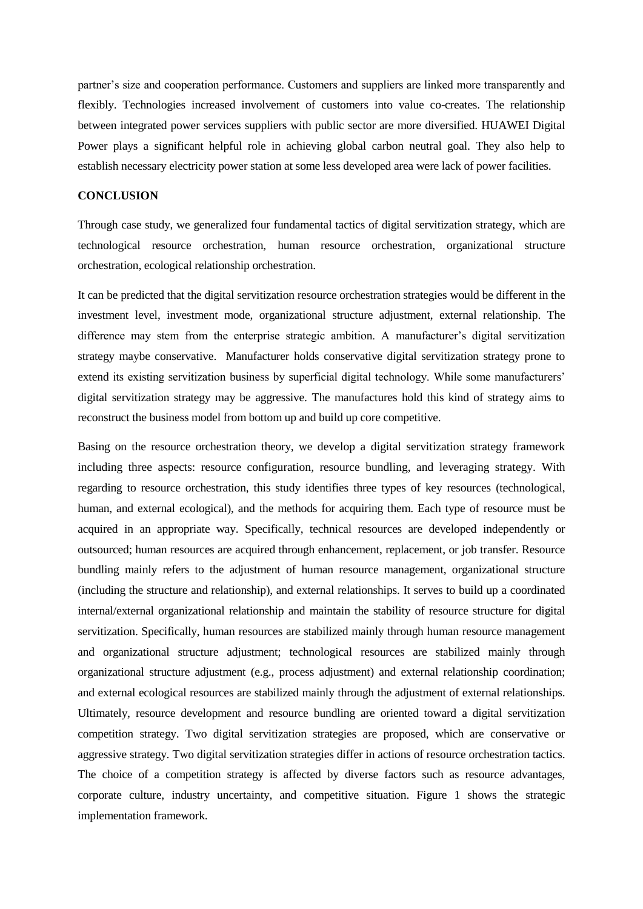partner's size and cooperation performance. Customers and suppliers are linked more transparently and flexibly. Technologies increased involvement of customers into value co-creates. The relationship between integrated power services suppliers with public sector are more diversified. HUAWEI Digital Power plays a significant helpful role in achieving global carbon neutral goal. They also help to establish necessary electricity power station at some less developed area were lack of power facilities.

## CONCLUSION

Through case study, we generalized four fundamental tactics of digital servitization strategy, which are technological resource orchestration, human resource orchestration, organizational structure orchestration, ecological relationship orchestration.

It can be predicted that the digital servitization resource orchestration strategies would be different in the investment level, investment mode, organizational structure adjustment, external relationship. The difference may stem from the enterprise strategic ambition. A manufacturer's digital servitization strategy maybe conservative. Manufacturer holds conservative digital servitization strategy prone to extend its existing servitization business by superficial digital technology. While some manufacturers' digital servitization strategy may be aggressive. The manufactures hold this kind of strategy aims to reconstruct the business model from bottom up and build up core competitive.

Basing on the resource orchestration theory, we develop a digital servitization strategy framework including three aspects: resource configuration, resource bundling, and leveraging strategy. With regarding to resource orchestration, this study identifies three types of key resources (technological, human, and external ecological), and the methods for acquiring them. Each type of resource must be acquired in an appropriate way. Specifically, technical resources are developed independently or outsourced; human resources are acquired through enhancement, replacement, or job transfer. Resource bundling mainly refers to the adjustment of human resource management, organizational structure (including the structure and relationship), and external relationships. It serves to build up a coordinated internal/external organizational relationship and maintain the stability of resource structure for digital servitization. Specifically, human resources are stabilized mainly through human resource management and organizational structure adjustment; technological resources are stabilized mainly through organizational structure adjustment (e.g., process adjustment) and external relationship coordination; and external ecological resources are stabilized mainly through the adjustment of external relationships. Ultimately, resource development and resource bundling are oriented toward a digital servitization competition strategy. Two digital servitization strategies are proposed, which are conservative or aggressive strategy. Two digital servitization strategies differ in actions of resource orchestration tactics. The choice of a competition strategy is affected by diverse factors such as resource advantages, corporate culture, industry uncertainty, and competitive situation. Figure 1 shows the strategic implementation framework.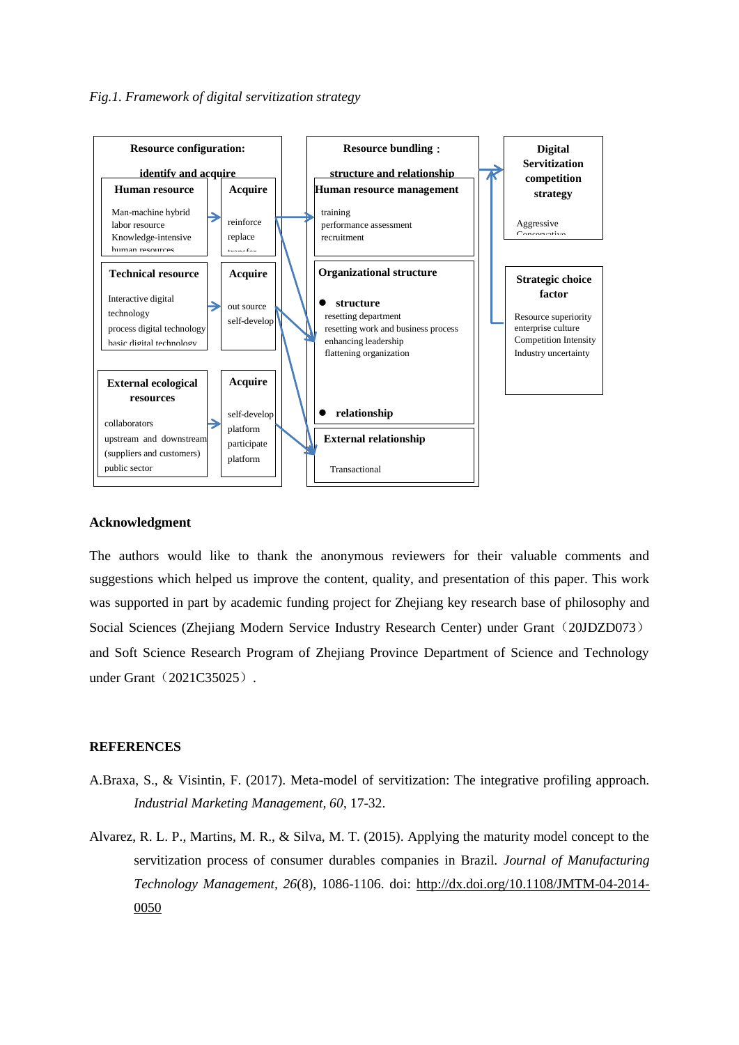*Fig.1. Framework of digital servitization strategy*

**Resource configuration: identify and acquire**

| Resource | Acquire |
|---|---|
| **Human resource**<br>Man-machine hybrid labor resource<br>Knowledge-intensive human resources | reinforce<br>replace<br>transfer |
| **Technical resource**<br>Interactive digital technology<br>process digital technology<br>basic digital technology | out source<br>self-develop |
| **External ecological resources**<br>collaborators<br>upstream and downstream (suppliers and customers)<br>public sector | self-develop platform<br>participate platform |

**Resource bundling: structure and relationship**

**Human resource management**
training
performance assessment
recruitment

**Organizational structure**
- **structure**
  resetting department
  resetting work and business process
  enhancing leadership
  flattening organization
- **relationship**

**External relationship**
Transactional

**Digital Servitization competition strategy**
Aggressive
Conservative

**Strategic choice factor**
Resource superiority
enterprise culture
Competition Intensity
Industry uncertainty

## Acknowledgment

The authors would like to thank the anonymous reviewers for their valuable comments and suggestions which helped us improve the content, quality, and presentation of this paper. This work was supported in part by academic funding project for Zhejiang key research base of philosophy and Social Sciences (Zhejiang Modern Service Industry Research Center) under Grant（20JDZD073） and Soft Science Research Program of Zhejiang Province Department of Science and Technology under Grant（2021C35025）.

## REFERENCES

A.Braxa, S., & Visintin, F. (2017). Meta-model of servitization: The integrative profiling approach. *Industrial Marketing Management*, *60*, 17-32.

Alvarez, R. L. P., Martins, M. R., & Silva, M. T. (2015). Applying the maturity model concept to the servitization process of consumer durables companies in Brazil. *Journal of Manufacturing Technology Management*, *26*(8), 1086-1106. doi: http://dx.doi.org/10.1108/JMTM-04-2014-0050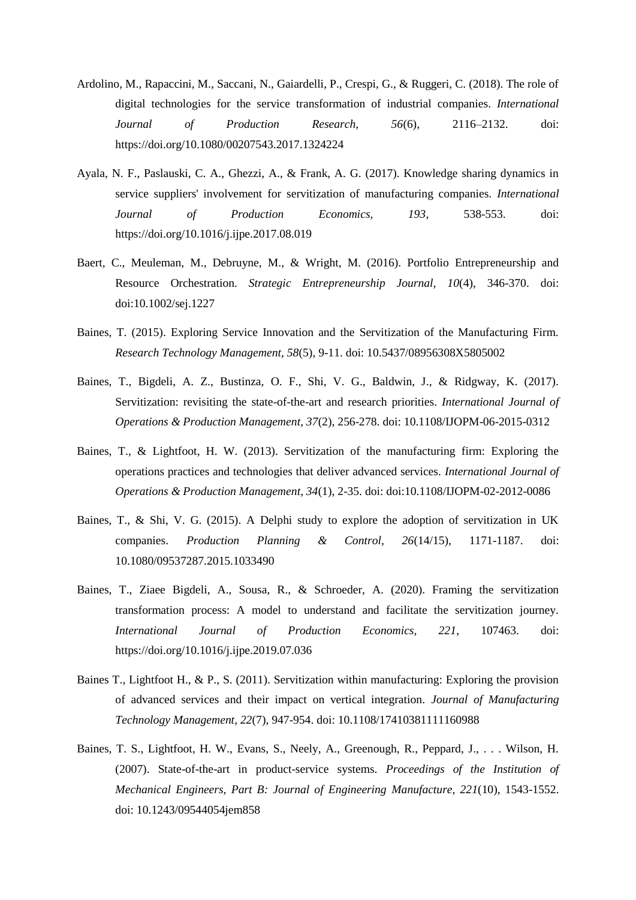Ardolino, M., Rapaccini, M., Saccani, N., Gaiardelli, P., Crespi, G., & Ruggeri, C. (2018). The role of digital technologies for the service transformation of industrial companies. *International Journal of Production Research, 56*(6), 2116–2132. doi: https://doi.org/10.1080/00207543.2017.1324224

Ayala, N. F., Paslauski, C. A., Ghezzi, A., & Frank, A. G. (2017). Knowledge sharing dynamics in service suppliers' involvement for servitization of manufacturing companies. *International Journal of Production Economics, 193*, 538-553. doi: https://doi.org/10.1016/j.ijpe.2017.08.019

Baert, C., Meuleman, M., Debruyne, M., & Wright, M. (2016). Portfolio Entrepreneurship and Resource Orchestration. *Strategic Entrepreneurship Journal, 10*(4), 346-370. doi: doi:10.1002/sej.1227

Baines, T. (2015). Exploring Service Innovation and the Servitization of the Manufacturing Firm. *Research Technology Management, 58*(5), 9-11. doi: 10.5437/08956308X5805002

Baines, T., Bigdeli, A. Z., Bustinza, O. F., Shi, V. G., Baldwin, J., & Ridgway, K. (2017). Servitization: revisiting the state-of-the-art and research priorities. *International Journal of Operations & Production Management, 37*(2), 256-278. doi: 10.1108/IJOPM-06-2015-0312

Baines, T., & Lightfoot, H. W. (2013). Servitization of the manufacturing firm: Exploring the operations practices and technologies that deliver advanced services. *International Journal of Operations & Production Management, 34*(1), 2-35. doi: doi:10.1108/IJOPM-02-2012-0086

Baines, T., & Shi, V. G. (2015). A Delphi study to explore the adoption of servitization in UK companies. *Production Planning & Control, 26*(14/15), 1171-1187. doi: 10.1080/09537287.2015.1033490

Baines, T., Ziaee Bigdeli, A., Sousa, R., & Schroeder, A. (2020). Framing the servitization transformation process: A model to understand and facilitate the servitization journey. *International Journal of Production Economics, 221*, 107463. doi: https://doi.org/10.1016/j.ijpe.2019.07.036

Baines T., Lightfoot H., & P., S. (2011). Servitization within manufacturing: Exploring the provision of advanced services and their impact on vertical integration. *Journal of Manufacturing Technology Management, 22*(7), 947-954. doi: 10.1108/17410381111160988

Baines, T. S., Lightfoot, H. W., Evans, S., Neely, A., Greenough, R., Peppard, J., . . . Wilson, H. (2007). State-of-the-art in product-service systems. *Proceedings of the Institution of Mechanical Engineers, Part B: Journal of Engineering Manufacture, 221*(10), 1543-1552. doi: 10.1243/09544054jem858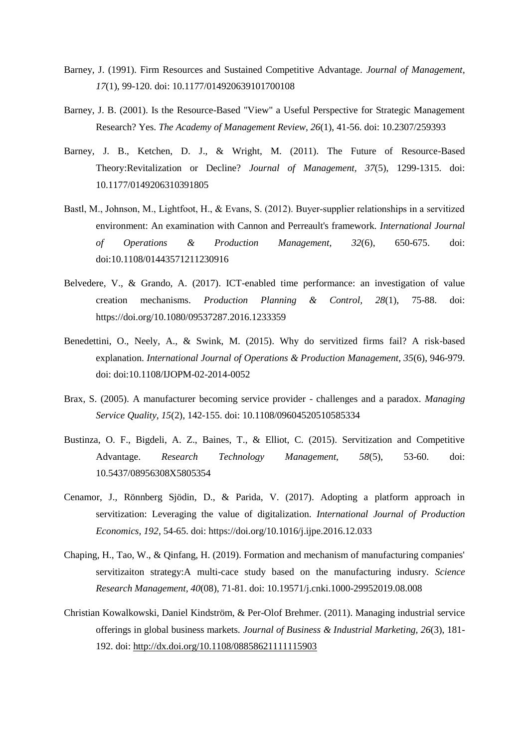Barney, J. (1991). Firm Resources and Sustained Competitive Advantage. *Journal of Management, 17*(1), 99-120. doi: 10.1177/014920639101700108

Barney, J. B. (2001). Is the Resource-Based "View" a Useful Perspective for Strategic Management Research? Yes. *The Academy of Management Review, 26*(1), 41-56. doi: 10.2307/259393

Barney, J. B., Ketchen, D. J., & Wright, M. (2011). The Future of Resource-Based Theory:Revitalization or Decline? *Journal of Management, 37*(5), 1299-1315. doi: 10.1177/0149206310391805

Bastl, M., Johnson, M., Lightfoot, H., & Evans, S. (2012). Buyer-supplier relationships in a servitized environment: An examination with Cannon and Perreault's framework. *International Journal of Operations & Production Management, 32*(6), 650-675. doi: doi:10.1108/01443571211230916

Belvedere, V., & Grando, A. (2017). ICT-enabled time performance: an investigation of value creation mechanisms. *Production Planning & Control, 28*(1), 75-88. doi: https://doi.org/10.1080/09537287.2016.1233359

Benedettini, O., Neely, A., & Swink, M. (2015). Why do servitized firms fail? A risk-based explanation. *International Journal of Operations & Production Management, 35*(6), 946-979. doi: doi:10.1108/IJOPM-02-2014-0052

Brax, S. (2005). A manufacturer becoming service provider - challenges and a paradox. *Managing Service Quality, 15*(2), 142-155. doi: 10.1108/09604520510585334

Bustinza, O. F., Bigdeli, A. Z., Baines, T., & Elliot, C. (2015). Servitization and Competitive Advantage. *Research Technology Management, 58*(5), 53-60. doi: 10.5437/08956308X5805354

Cenamor, J., Rönnberg Sjödin, D., & Parida, V. (2017). Adopting a platform approach in servitization: Leveraging the value of digitalization. *International Journal of Production Economics, 192*, 54-65. doi: https://doi.org/10.1016/j.ijpe.2016.12.033

Chaping, H., Tao, W., & Qinfang, H. (2019). Formation and mechanism of manufacturing companies' servitizaiton strategy:A multi-cace study based on the manufacturing indusry. *Science Research Management, 40*(08), 71-81. doi: 10.19571/j.cnki.1000-29952019.08.008

Christian Kowalkowski, Daniel Kindström, & Per-Olof Brehmer. (2011). Managing industrial service offerings in global business markets. *Journal of Business & Industrial Marketing, 26*(3), 181-192. doi: http://dx.doi.org/10.1108/08858621111115903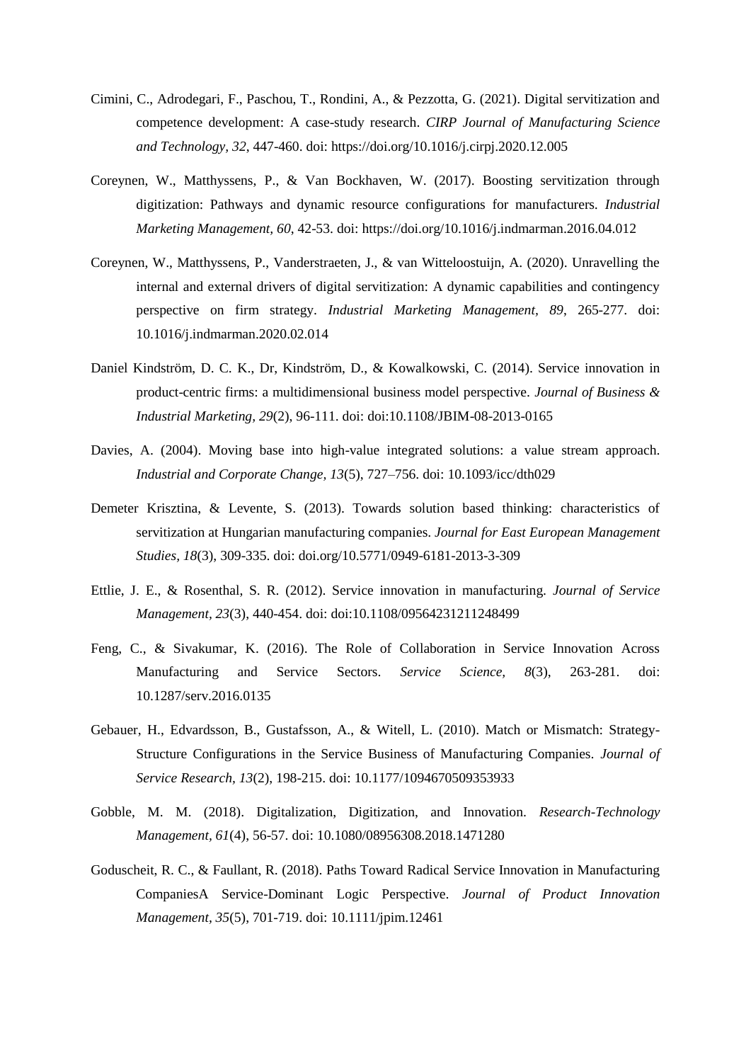Cimini, C., Adrodegari, F., Paschou, T., Rondini, A., & Pezzotta, G. (2021). Digital servitization and competence development: A case-study research. *CIRP Journal of Manufacturing Science and Technology, 32*, 447-460. doi: https://doi.org/10.1016/j.cirpj.2020.12.005

Coreynen, W., Matthyssens, P., & Van Bockhaven, W. (2017). Boosting servitization through digitization: Pathways and dynamic resource configurations for manufacturers. *Industrial Marketing Management, 60*, 42-53. doi: https://doi.org/10.1016/j.indmarman.2016.04.012

Coreynen, W., Matthyssens, P., Vanderstraeten, J., & van Witteloostuijn, A. (2020). Unravelling the internal and external drivers of digital servitization: A dynamic capabilities and contingency perspective on firm strategy. *Industrial Marketing Management, 89*, 265-277. doi: 10.1016/j.indmarman.2020.02.014

Daniel Kindström, D. C. K., Dr, Kindström, D., & Kowalkowski, C. (2014). Service innovation in product-centric firms: a multidimensional business model perspective. *Journal of Business & Industrial Marketing, 29*(2), 96-111. doi: doi:10.1108/JBIM-08-2013-0165

Davies, A. (2004). Moving base into high-value integrated solutions: a value stream approach. *Industrial and Corporate Change, 13*(5), 727–756. doi: 10.1093/icc/dth029

Demeter Krisztina, & Levente, S. (2013). Towards solution based thinking: characteristics of servitization at Hungarian manufacturing companies. *Journal for East European Management Studies, 18*(3), 309-335. doi: doi.org/10.5771/0949-6181-2013-3-309

Ettlie, J. E., & Rosenthal, S. R. (2012). Service innovation in manufacturing. *Journal of Service Management, 23*(3), 440-454. doi: doi:10.1108/09564231211248499

Feng, C., & Sivakumar, K. (2016). The Role of Collaboration in Service Innovation Across Manufacturing and Service Sectors. *Service Science, 8*(3), 263-281. doi: 10.1287/serv.2016.0135

Gebauer, H., Edvardsson, B., Gustafsson, A., & Witell, L. (2010). Match or Mismatch: Strategy-Structure Configurations in the Service Business of Manufacturing Companies. *Journal of Service Research, 13*(2), 198-215. doi: 10.1177/1094670509353933

Gobble, M. M. (2018). Digitalization, Digitization, and Innovation. *Research-Technology Management, 61*(4), 56-57. doi: 10.1080/08956308.2018.1471280

Goduscheit, R. C., & Faullant, R. (2018). Paths Toward Radical Service Innovation in Manufacturing CompaniesA Service-Dominant Logic Perspective. *Journal of Product Innovation Management, 35*(5), 701-719. doi: 10.1111/jpim.12461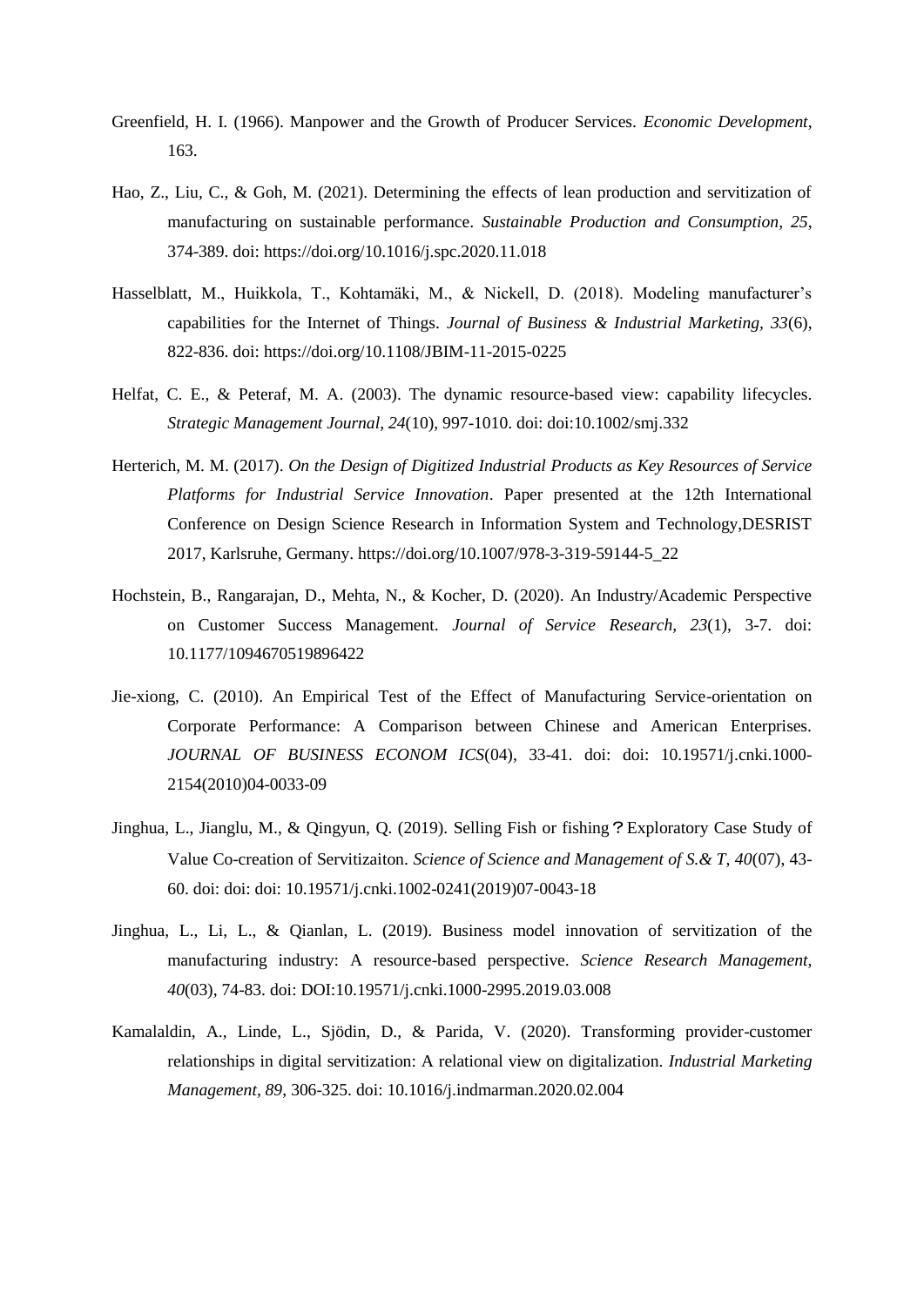Greenfield, H. I. (1966). Manpower and the Growth of Producer Services. *Economic Development*, 163.

Hao, Z., Liu, C., & Goh, M. (2021). Determining the effects of lean production and servitization of manufacturing on sustainable performance. *Sustainable Production and Consumption, 25*, 374-389. doi: https://doi.org/10.1016/j.spc.2020.11.018

Hasselblatt, M., Huikkola, T., Kohtamäki, M., & Nickell, D. (2018). Modeling manufacturer's capabilities for the Internet of Things. *Journal of Business & Industrial Marketing, 33*(6), 822-836. doi: https://doi.org/10.1108/JBIM-11-2015-0225

Helfat, C. E., & Peteraf, M. A. (2003). The dynamic resource-based view: capability lifecycles. *Strategic Management Journal, 24*(10), 997-1010. doi: doi:10.1002/smj.332

Herterich, M. M. (2017). *On the Design of Digitized Industrial Products as Key Resources of Service Platforms for Industrial Service Innovation*. Paper presented at the 12th International Conference on Design Science Research in Information System and Technology,DESRIST 2017, Karlsruhe, Germany. https://doi.org/10.1007/978-3-319-59144-5_22

Hochstein, B., Rangarajan, D., Mehta, N., & Kocher, D. (2020). An Industry/Academic Perspective on Customer Success Management. *Journal of Service Research, 23*(1), 3-7. doi: 10.1177/1094670519896422

Jie-xiong, C. (2010). An Empirical Test of the Effect of Manufacturing Service-orientation on Corporate Performance: A Comparison between Chinese and American Enterprises. *JOURNAL OF BUSINESS ECONOM ICS*(04), 33-41. doi: doi: 10.19571/j.cnki.1000-2154(2010)04-0033-09

Jinghua, L., Jianglu, M., & Qingyun, Q. (2019). Selling Fish or fishing？Exploratory Case Study of Value Co-creation of Servitizaiton. *Science of Science and Management of S.& T, 40*(07), 43-60. doi: doi: doi: 10.19571/j.cnki.1002-0241(2019)07-0043-18

Jinghua, L., Li, L., & Qianlan, L. (2019). Business model innovation of servitization of the manufacturing industry: A resource-based perspective. *Science Research Management, 40*(03), 74-83. doi: DOI:10.19571/j.cnki.1000-2995.2019.03.008

Kamalaldin, A., Linde, L., Sjödin, D., & Parida, V. (2020). Transforming provider-customer relationships in digital servitization: A relational view on digitalization. *Industrial Marketing Management, 89*, 306-325. doi: 10.1016/j.indmarman.2020.02.004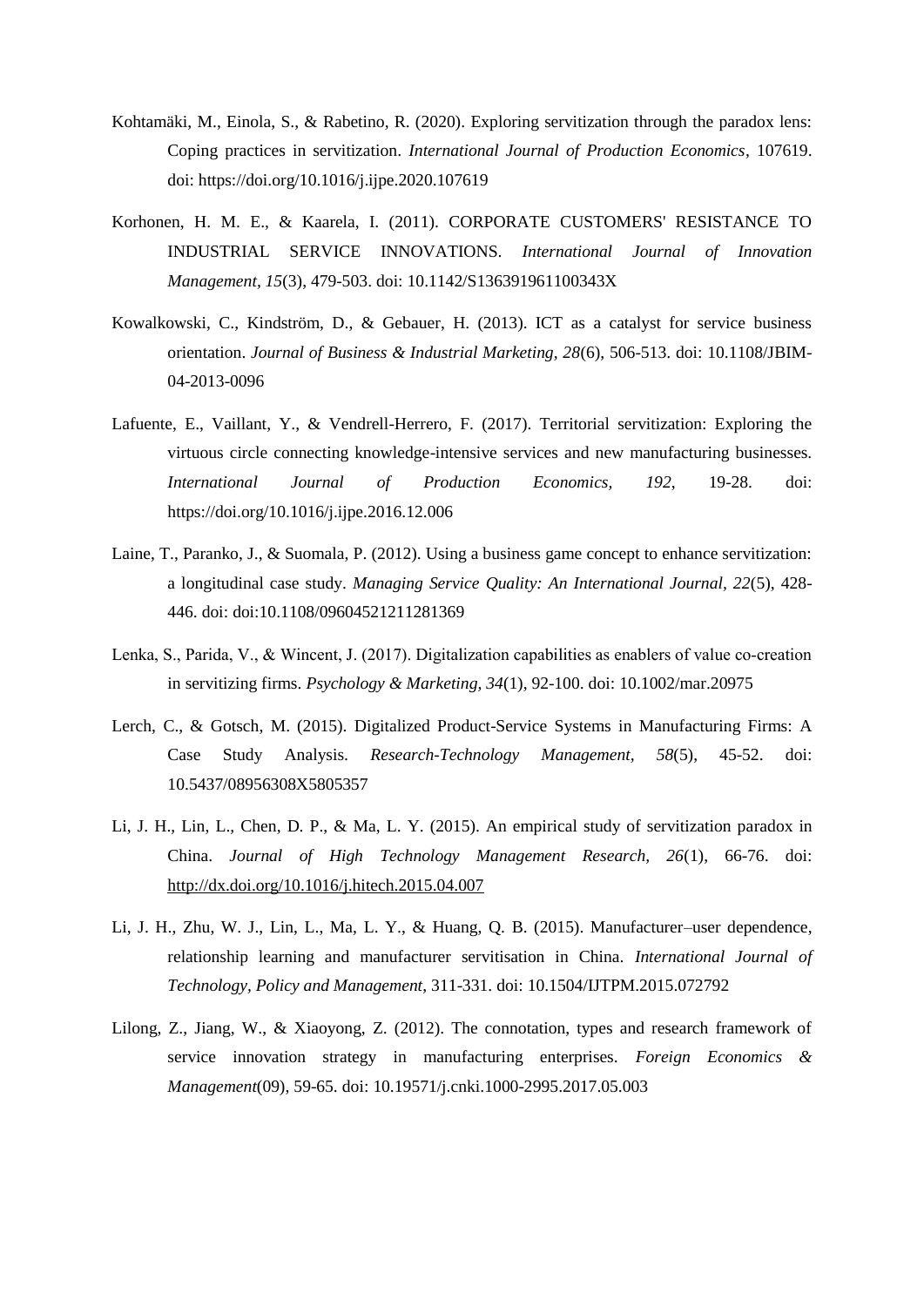Kohtamäki, M., Einola, S., & Rabetino, R. (2020). Exploring servitization through the paradox lens: Coping practices in servitization. *International Journal of Production Economics*, 107619. doi: https://doi.org/10.1016/j.ijpe.2020.107619

Korhonen, H. M. E., & Kaarela, I. (2011). CORPORATE CUSTOMERS' RESISTANCE TO INDUSTRIAL SERVICE INNOVATIONS. *International Journal of Innovation Management, 15*(3), 479-503. doi: 10.1142/S136391961100343X

Kowalkowski, C., Kindström, D., & Gebauer, H. (2013). ICT as a catalyst for service business orientation. *Journal of Business & Industrial Marketing, 28*(6), 506-513. doi: 10.1108/JBIM-04-2013-0096

Lafuente, E., Vaillant, Y., & Vendrell-Herrero, F. (2017). Territorial servitization: Exploring the virtuous circle connecting knowledge-intensive services and new manufacturing businesses. *International Journal of Production Economics, 192*, 19-28. doi: https://doi.org/10.1016/j.ijpe.2016.12.006

Laine, T., Paranko, J., & Suomala, P. (2012). Using a business game concept to enhance servitization: a longitudinal case study. *Managing Service Quality: An International Journal*, *22*(5), 428-446. doi: doi:10.1108/09604521211281369

Lenka, S., Parida, V., & Wincent, J. (2017). Digitalization capabilities as enablers of value co-creation in servitizing firms. *Psychology & Marketing, 34*(1), 92-100. doi: 10.1002/mar.20975

Lerch, C., & Gotsch, M. (2015). Digitalized Product-Service Systems in Manufacturing Firms: A Case Study Analysis. *Research-Technology Management, 58*(5), 45-52. doi: 10.5437/08956308X5805357

Li, J. H., Lin, L., Chen, D. P., & Ma, L. Y. (2015). An empirical study of servitization paradox in China. *Journal of High Technology Management Research, 26*(1), 66-76. doi: http://dx.doi.org/10.1016/j.hitech.2015.04.007

Li, J. H., Zhu, W. J., Lin, L., Ma, L. Y., & Huang, Q. B. (2015). Manufacturer–user dependence, relationship learning and manufacturer servitisation in China. *International Journal of Technology, Policy and Management*, 311-331. doi: 10.1504/IJTPM.2015.072792

Lilong, Z., Jiang, W., & Xiaoyong, Z. (2012). The connotation, types and research framework of service innovation strategy in manufacturing enterprises. *Foreign Economics & Management*(09), 59-65. doi: 10.19571/j.cnki.1000-2995.2017.05.003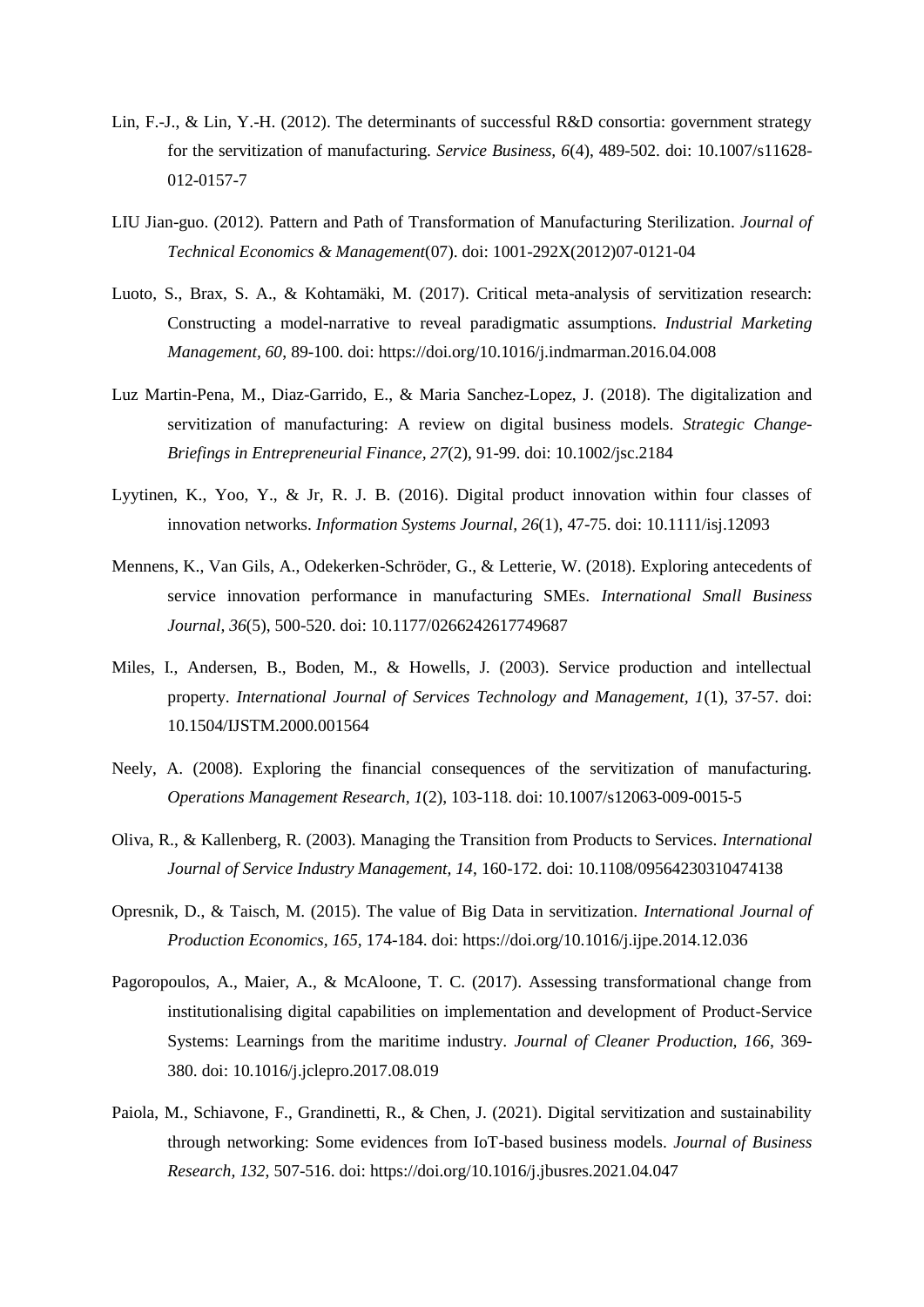Lin, F.-J., & Lin, Y.-H. (2012). The determinants of successful R&D consortia: government strategy for the servitization of manufacturing. *Service Business, 6*(4), 489-502. doi: 10.1007/s11628-012-0157-7

LIU Jian-guo. (2012). Pattern and Path of Transformation of Manufacturing Sterilization. *Journal of Technical Economics & Management*(07). doi: 1001-292X(2012)07-0121-04

Luoto, S., Brax, S. A., & Kohtamäki, M. (2017). Critical meta-analysis of servitization research: Constructing a model-narrative to reveal paradigmatic assumptions. *Industrial Marketing Management, 60*, 89-100. doi: https://doi.org/10.1016/j.indmarman.2016.04.008

Luz Martin-Pena, M., Diaz-Garrido, E., & Maria Sanchez-Lopez, J. (2018). The digitalization and servitization of manufacturing: A review on digital business models. *Strategic Change-Briefings in Entrepreneurial Finance, 27*(2), 91-99. doi: 10.1002/jsc.2184

Lyytinen, K., Yoo, Y., & Jr, R. J. B. (2016). Digital product innovation within four classes of innovation networks. *Information Systems Journal, 26*(1), 47-75. doi: 10.1111/isj.12093

Mennens, K., Van Gils, A., Odekerken-Schröder, G., & Letterie, W. (2018). Exploring antecedents of service innovation performance in manufacturing SMEs. *International Small Business Journal, 36*(5), 500-520. doi: 10.1177/0266242617749687

Miles, I., Andersen, B., Boden, M., & Howells, J. (2003). Service production and intellectual property. *International Journal of Services Technology and Management, 1*(1), 37-57. doi: 10.1504/IJSTM.2000.001564

Neely, A. (2008). Exploring the financial consequences of the servitization of manufacturing. *Operations Management Research, 1*(2), 103-118. doi: 10.1007/s12063-009-0015-5

Oliva, R., & Kallenberg, R. (2003). Managing the Transition from Products to Services. *International Journal of Service Industry Management, 14*, 160-172. doi: 10.1108/09564230310474138

Opresnik, D., & Taisch, M. (2015). The value of Big Data in servitization. *International Journal of Production Economics, 165*, 174-184. doi: https://doi.org/10.1016/j.ijpe.2014.12.036

Pagoropoulos, A., Maier, A., & McAloone, T. C. (2017). Assessing transformational change from institutionalising digital capabilities on implementation and development of Product-Service Systems: Learnings from the maritime industry. *Journal of Cleaner Production, 166*, 369-380. doi: 10.1016/j.jclepro.2017.08.019

Paiola, M., Schiavone, F., Grandinetti, R., & Chen, J. (2021). Digital servitization and sustainability through networking: Some evidences from IoT-based business models. *Journal of Business Research, 132*, 507-516. doi: https://doi.org/10.1016/j.jbusres.2021.04.047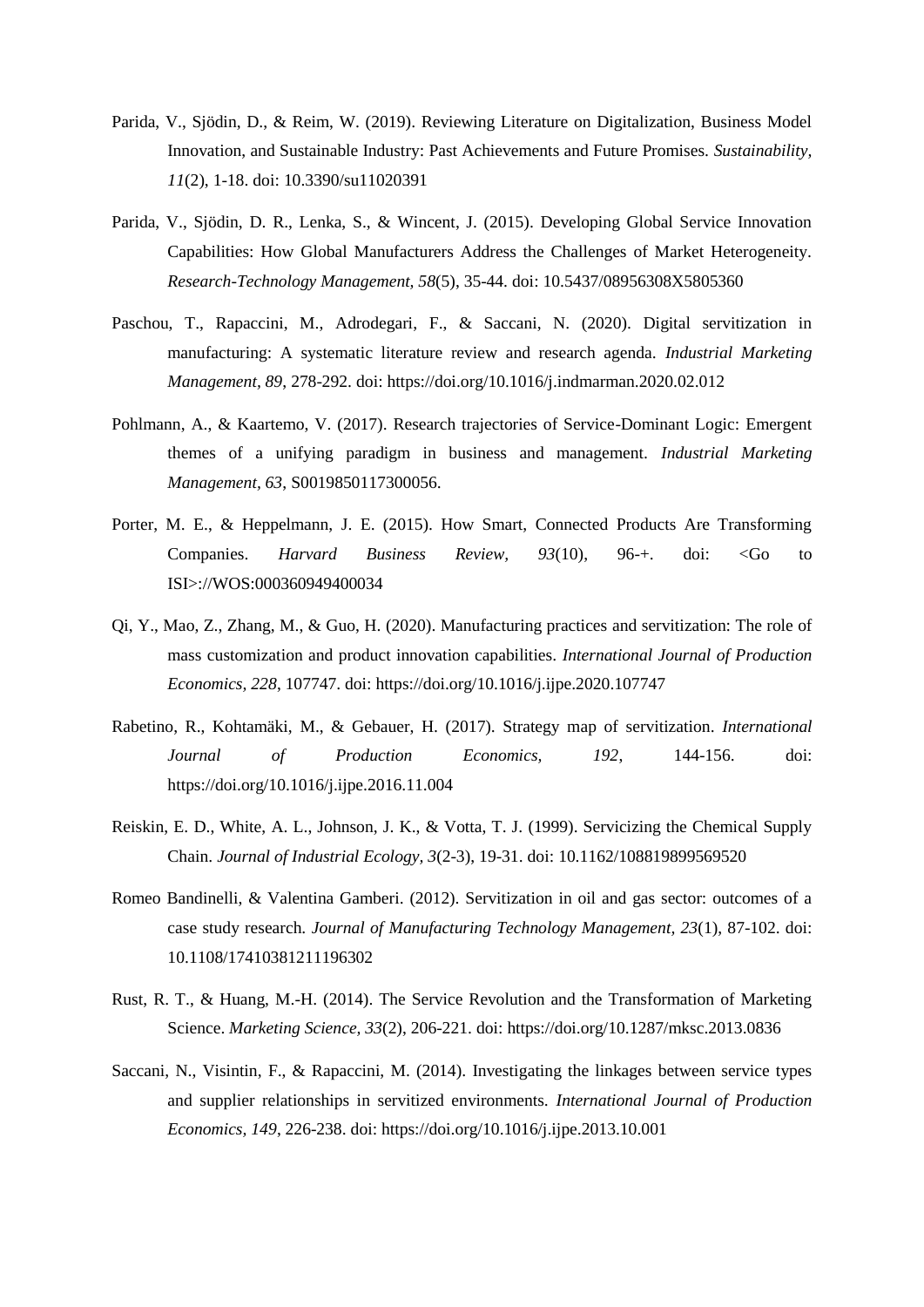Parida, V., Sjödin, D., & Reim, W. (2019). Reviewing Literature on Digitalization, Business Model Innovation, and Sustainable Industry: Past Achievements and Future Promises. *Sustainability, 11*(2), 1-18. doi: 10.3390/su11020391

Parida, V., Sjödin, D. R., Lenka, S., & Wincent, J. (2015). Developing Global Service Innovation Capabilities: How Global Manufacturers Address the Challenges of Market Heterogeneity. *Research-Technology Management, 58*(5), 35-44. doi: 10.5437/08956308X5805360

Paschou, T., Rapaccini, M., Adrodegari, F., & Saccani, N. (2020). Digital servitization in manufacturing: A systematic literature review and research agenda. *Industrial Marketing Management, 89*, 278-292. doi: https://doi.org/10.1016/j.indmarman.2020.02.012

Pohlmann, A., & Kaartemo, V. (2017). Research trajectories of Service-Dominant Logic: Emergent themes of a unifying paradigm in business and management. *Industrial Marketing Management, 63*, S0019850117300056.

Porter, M. E., & Heppelmann, J. E. (2015). How Smart, Connected Products Are Transforming Companies. *Harvard Business Review, 93*(10), 96-+. doi: <Go to ISI>://WOS:000360949400034

Qi, Y., Mao, Z., Zhang, M., & Guo, H. (2020). Manufacturing practices and servitization: The role of mass customization and product innovation capabilities. *International Journal of Production Economics, 228*, 107747. doi: https://doi.org/10.1016/j.ijpe.2020.107747

Rabetino, R., Kohtamäki, M., & Gebauer, H. (2017). Strategy map of servitization. *International Journal of Production Economics, 192*, 144-156. doi: https://doi.org/10.1016/j.ijpe.2016.11.004

Reiskin, E. D., White, A. L., Johnson, J. K., & Votta, T. J. (1999). Servicizing the Chemical Supply Chain. *Journal of Industrial Ecology, 3*(2-3), 19-31. doi: 10.1162/108819899569520

Romeo Bandinelli, & Valentina Gamberi. (2012). Servitization in oil and gas sector: outcomes of a case study research. *Journal of Manufacturing Technology Management, 23*(1), 87-102. doi: 10.1108/17410381211196302

Rust, R. T., & Huang, M.-H. (2014). The Service Revolution and the Transformation of Marketing Science. *Marketing Science, 33*(2), 206-221. doi: https://doi.org/10.1287/mksc.2013.0836

Saccani, N., Visintin, F., & Rapaccini, M. (2014). Investigating the linkages between service types and supplier relationships in servitized environments. *International Journal of Production Economics, 149*, 226-238. doi: https://doi.org/10.1016/j.ijpe.2013.10.001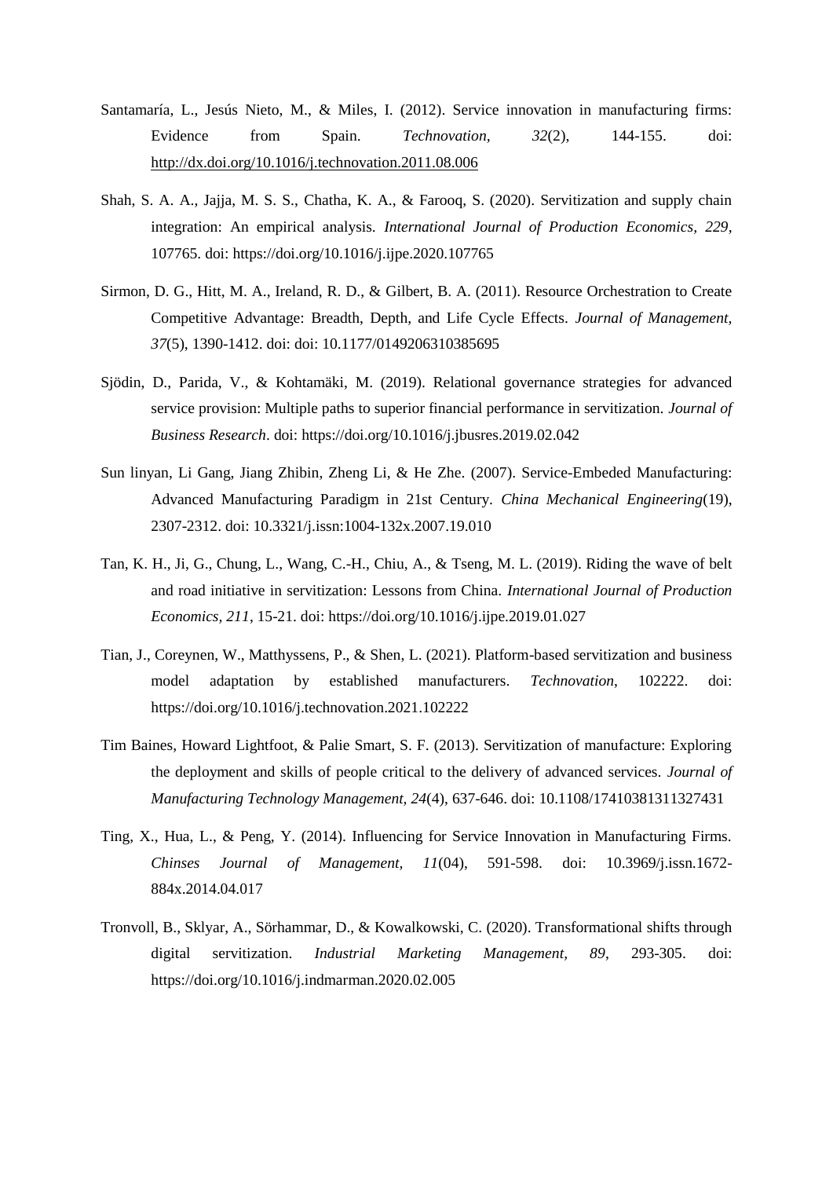Santamaría, L., Jesús Nieto, M., & Miles, I. (2012). Service innovation in manufacturing firms: Evidence from Spain. *Technovation, 32*(2), 144-155. doi: http://dx.doi.org/10.1016/j.technovation.2011.08.006

Shah, S. A. A., Jajja, M. S. S., Chatha, K. A., & Farooq, S. (2020). Servitization and supply chain integration: An empirical analysis. *International Journal of Production Economics, 229*, 107765. doi: https://doi.org/10.1016/j.ijpe.2020.107765

Sirmon, D. G., Hitt, M. A., Ireland, R. D., & Gilbert, B. A. (2011). Resource Orchestration to Create Competitive Advantage: Breadth, Depth, and Life Cycle Effects. *Journal of Management, 37*(5), 1390-1412. doi: doi: 10.1177/0149206310385695

Sjödin, D., Parida, V., & Kohtamäki, M. (2019). Relational governance strategies for advanced service provision: Multiple paths to superior financial performance in servitization. *Journal of Business Research*. doi: https://doi.org/10.1016/j.jbusres.2019.02.042

Sun linyan, Li Gang, Jiang Zhibin, Zheng Li, & He Zhe. (2007). Service-Embeded Manufacturing: Advanced Manufacturing Paradigm in 21st Century. *China Mechanical Engineering*(19), 2307-2312. doi: 10.3321/j.issn:1004-132x.2007.19.010

Tan, K. H., Ji, G., Chung, L., Wang, C.-H., Chiu, A., & Tseng, M. L. (2019). Riding the wave of belt and road initiative in servitization: Lessons from China. *International Journal of Production Economics, 211*, 15-21. doi: https://doi.org/10.1016/j.ijpe.2019.01.027

Tian, J., Coreynen, W., Matthyssens, P., & Shen, L. (2021). Platform-based servitization and business model adaptation by established manufacturers. *Technovation*, 102222. doi: https://doi.org/10.1016/j.technovation.2021.102222

Tim Baines, Howard Lightfoot, & Palie Smart, S. F. (2013). Servitization of manufacture: Exploring the deployment and skills of people critical to the delivery of advanced services. *Journal of Manufacturing Technology Management, 24*(4), 637-646. doi: 10.1108/17410381311327431

Ting, X., Hua, L., & Peng, Y. (2014). Influencing for Service Innovation in Manufacturing Firms. *Chinses Journal of Management, 11*(04), 591-598. doi: 10.3969/j.issn.1672-884x.2014.04.017

Tronvoll, B., Sklyar, A., Sörhammar, D., & Kowalkowski, C. (2020). Transformational shifts through digital servitization. *Industrial Marketing Management, 89*, 293-305. doi: https://doi.org/10.1016/j.indmarman.2020.02.005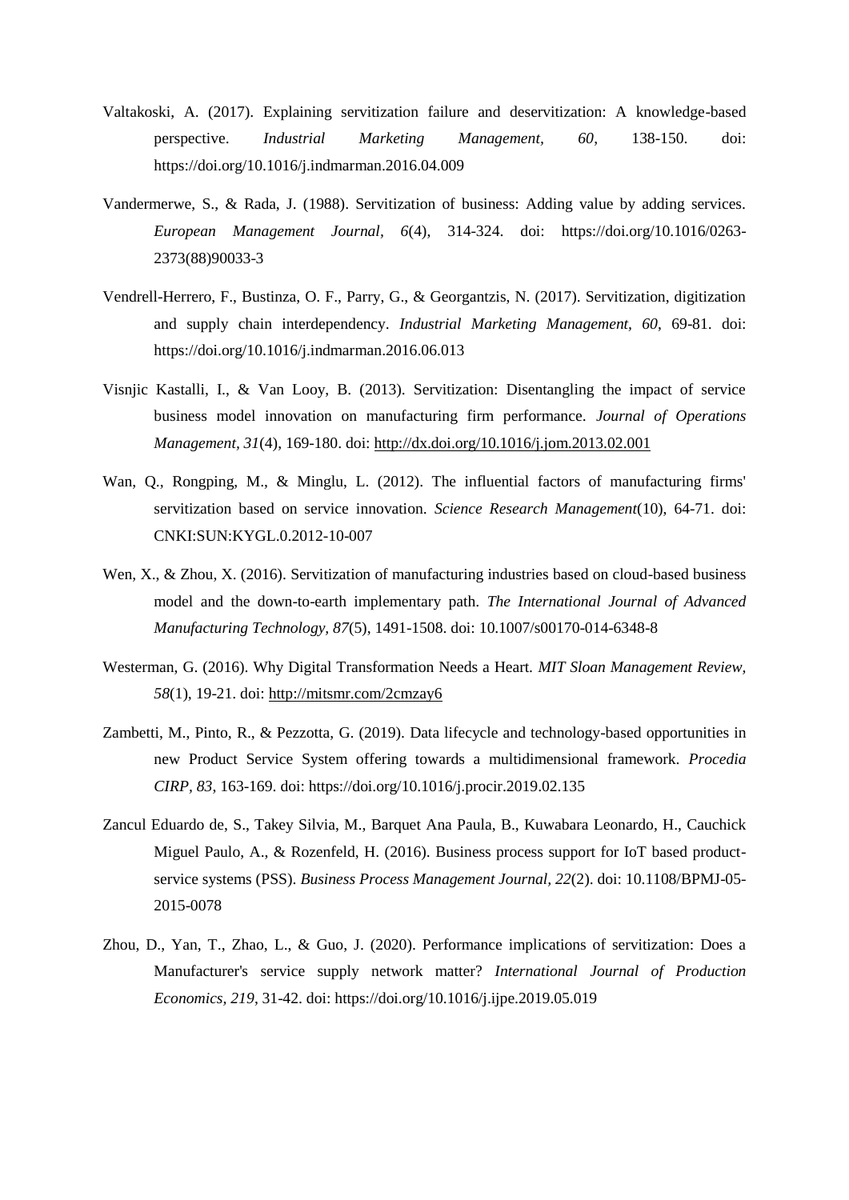Valtakoski, A. (2017). Explaining servitization failure and deservitization: A knowledge-based perspective. *Industrial Marketing Management, 60*, 138-150. doi: https://doi.org/10.1016/j.indmarman.2016.04.009

Vandermerwe, S., & Rada, J. (1988). Servitization of business: Adding value by adding services. *European Management Journal, 6*(4), 314-324. doi: https://doi.org/10.1016/0263-2373(88)90033-3

Vendrell-Herrero, F., Bustinza, O. F., Parry, G., & Georgantzis, N. (2017). Servitization, digitization and supply chain interdependency. *Industrial Marketing Management, 60*, 69-81. doi: https://doi.org/10.1016/j.indmarman.2016.06.013

Visnjic Kastalli, I., & Van Looy, B. (2013). Servitization: Disentangling the impact of service business model innovation on manufacturing firm performance. *Journal of Operations Management, 31*(4), 169-180. doi: http://dx.doi.org/10.1016/j.jom.2013.02.001

Wan, Q., Rongping, M., & Minglu, L. (2012). The influential factors of manufacturing firms' servitization based on service innovation. *Science Research Management*(10), 64-71. doi: CNKI:SUN:KYGL.0.2012-10-007

Wen, X., & Zhou, X. (2016). Servitization of manufacturing industries based on cloud-based business model and the down-to-earth implementary path. *The International Journal of Advanced Manufacturing Technology, 87*(5), 1491-1508. doi: 10.1007/s00170-014-6348-8

Westerman, G. (2016). Why Digital Transformation Needs a Heart. *MIT Sloan Management Review, 58*(1), 19-21. doi: http://mitsmr.com/2cmzay6

Zambetti, M., Pinto, R., & Pezzotta, G. (2019). Data lifecycle and technology-based opportunities in new Product Service System offering towards a multidimensional framework. *Procedia CIRP, 83*, 163-169. doi: https://doi.org/10.1016/j.procir.2019.02.135

Zancul Eduardo de, S., Takey Silvia, M., Barquet Ana Paula, B., Kuwabara Leonardo, H., Cauchick Miguel Paulo, A., & Rozenfeld, H. (2016). Business process support for IoT based product-service systems (PSS). *Business Process Management Journal, 22*(2). doi: 10.1108/BPMJ-05-2015-0078

Zhou, D., Yan, T., Zhao, L., & Guo, J. (2020). Performance implications of servitization: Does a Manufacturer's service supply network matter? *International Journal of Production Economics, 219*, 31-42. doi: https://doi.org/10.1016/j.ijpe.2019.05.019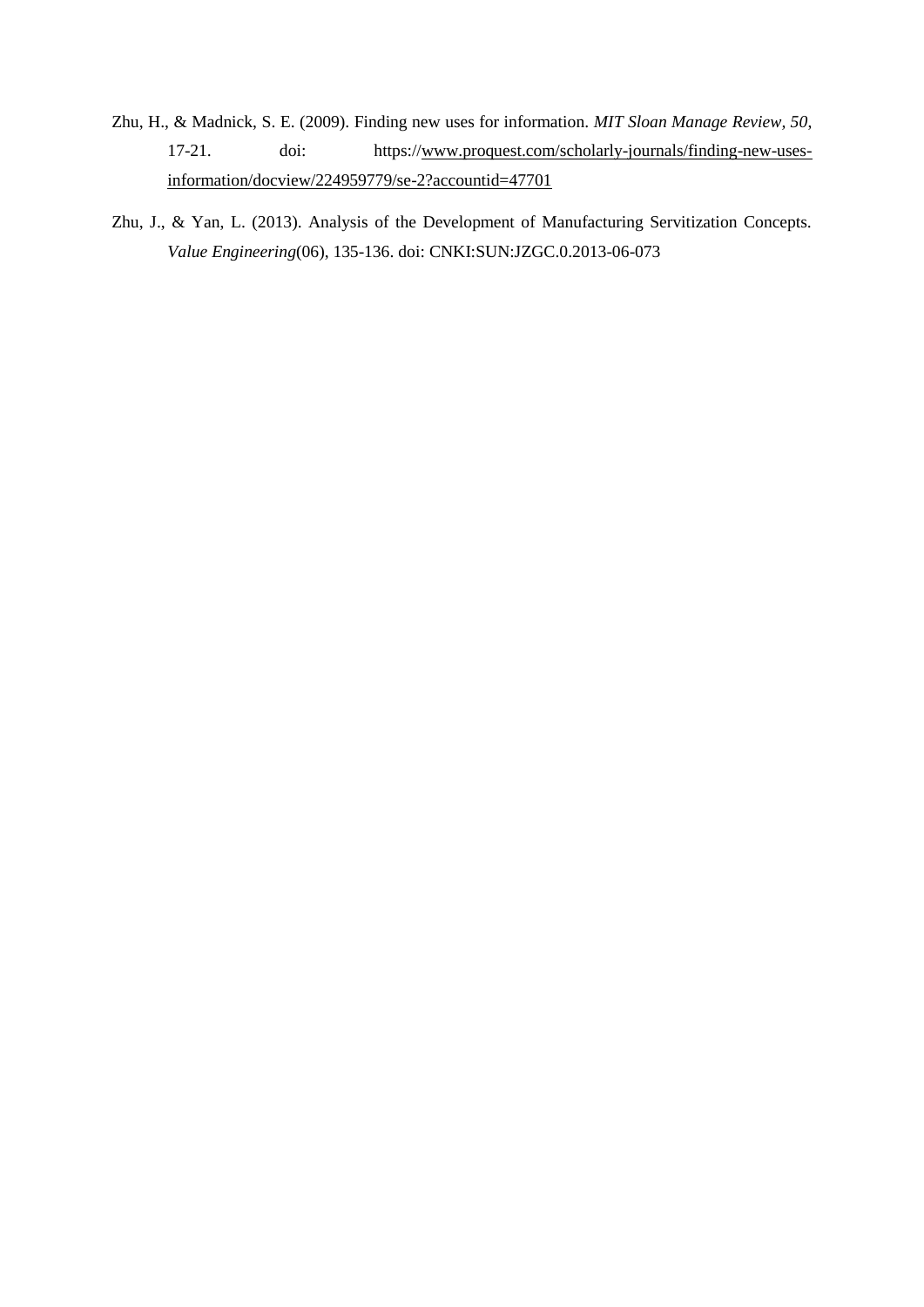Zhu, H., & Madnick, S. E. (2009). Finding new uses for information. *MIT Sloan Manage Review, 50*, 17-21. doi: https://www.proquest.com/scholarly-journals/finding-new-uses-information/docview/224959779/se-2?accountid=47701

Zhu, J., & Yan, L. (2013). Analysis of the Development of Manufacturing Servitization Concepts. *Value Engineering*(06), 135-136. doi: CNKI:SUN:JZGC.0.2013-06-073